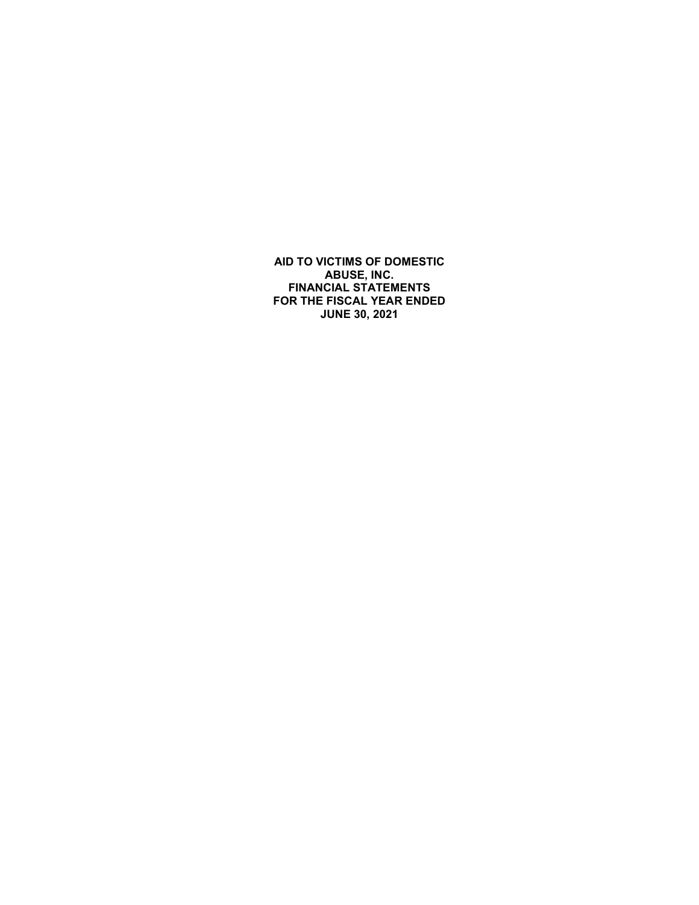**AID TO VICTIMS OF DOMESTIC ABUSE, INC.**
**FINANCIAL STATEMENTS**
**FOR THE FISCAL YEAR ENDED**
**JUNE 30, 2021**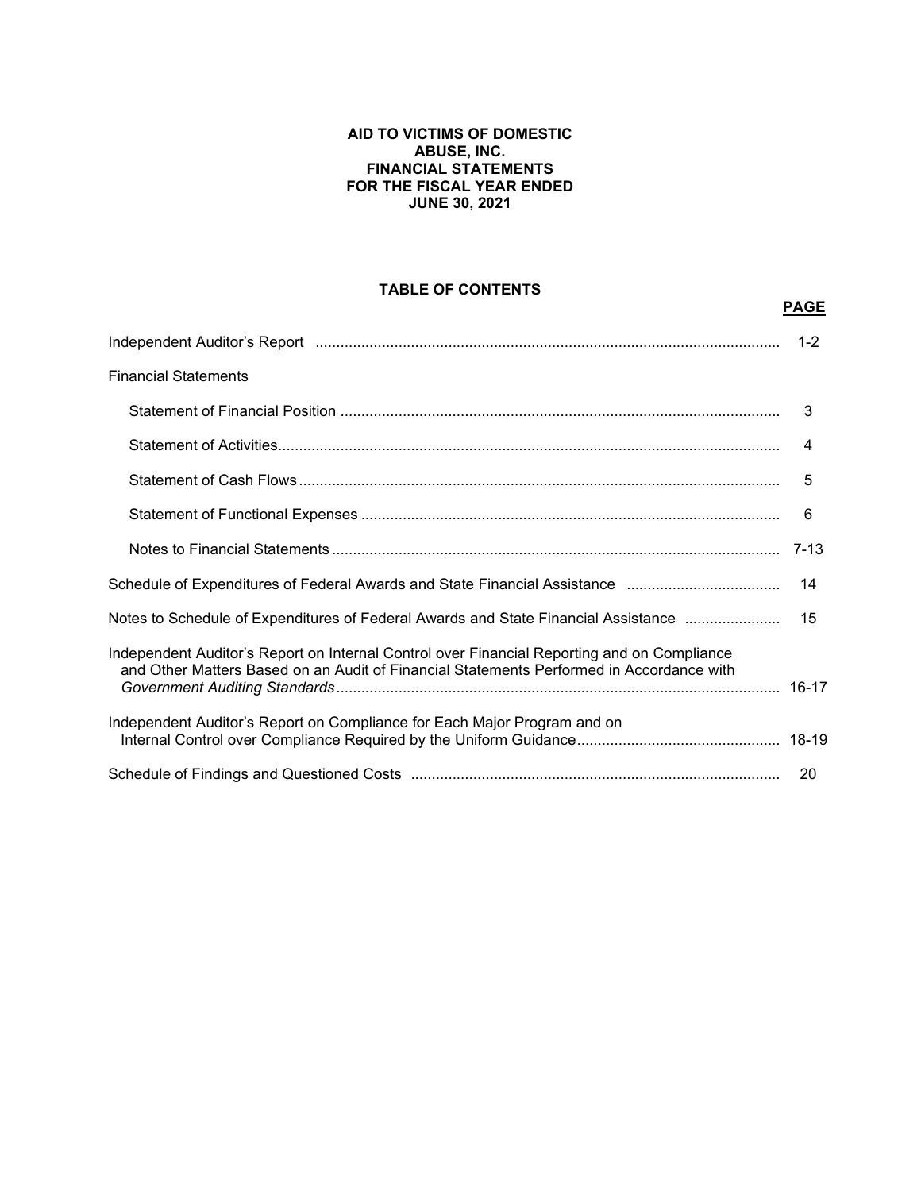# AID TO VICTIMS OF DOMESTIC ABUSE, INC.
## FINANCIAL STATEMENTS
## FOR THE FISCAL YEAR ENDED JUNE 30, 2021

### TABLE OF CONTENTS

| | **PAGE** |
|---|---|
| Independent Auditor's Report | 1-2 |
| Financial Statements | |
| Statement of Financial Position | 3 |
| Statement of Activities | 4 |
| Statement of Cash Flows | 5 |
| Statement of Functional Expenses | 6 |
| Notes to Financial Statements | 7-13 |
| Schedule of Expenditures of Federal Awards and State Financial Assistance | 14 |
| Notes to Schedule of Expenditures of Federal Awards and State Financial Assistance | 15 |
| Independent Auditor's Report on Internal Control over Financial Reporting and on Compliance and Other Matters Based on an Audit of Financial Statements Performed in Accordance with *Government Auditing Standards* | 16-17 |
| Independent Auditor's Report on Compliance for Each Major Program and on Internal Control over Compliance Required by the Uniform Guidance | 18-19 |
| Schedule of Findings and Questioned Costs | 20 |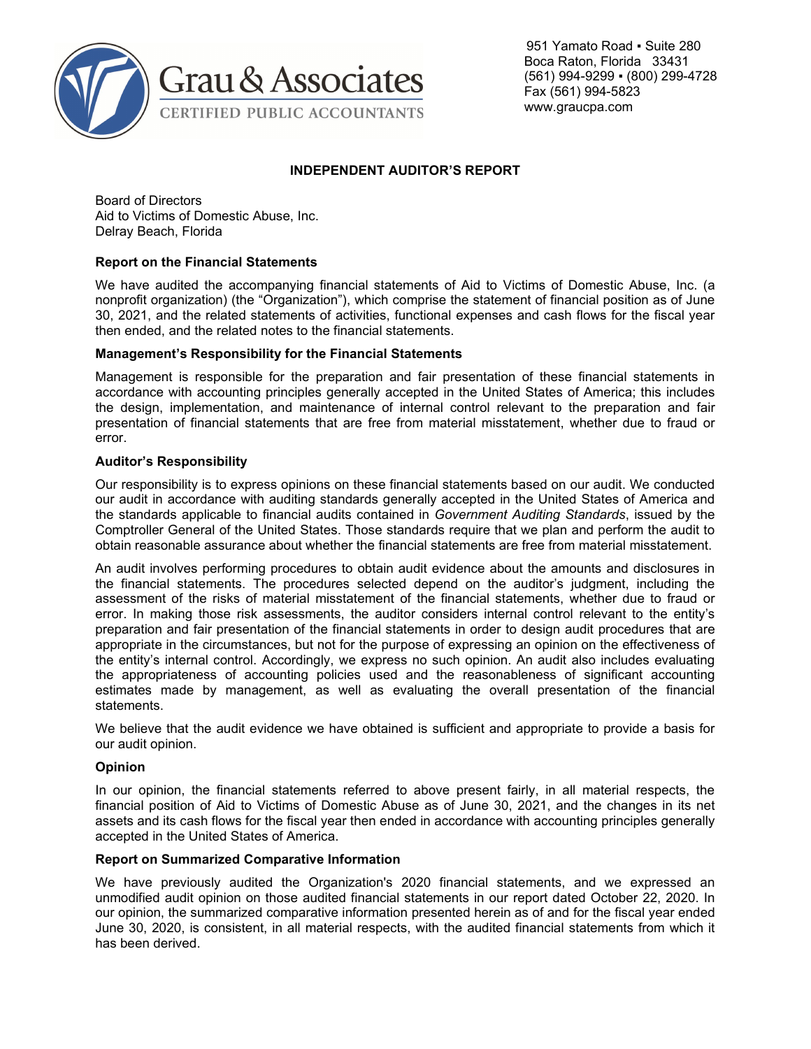Grau & Associates
CERTIFIED PUBLIC ACCOUNTANTS

951 Yamato Road ▪ Suite 280
Boca Raton, Florida 33431
(561) 994-9299 ▪ (800) 299-4728
Fax (561) 994-5823
www.graucpa.com

# INDEPENDENT AUDITOR'S REPORT

Board of Directors
Aid to Victims of Domestic Abuse, Inc.
Delray Beach, Florida

**Report on the Financial Statements**

We have audited the accompanying financial statements of Aid to Victims of Domestic Abuse, Inc. (a nonprofit organization) (the "Organization"), which comprise the statement of financial position as of June 30, 2021, and the related statements of activities, functional expenses and cash flows for the fiscal year then ended, and the related notes to the financial statements.

**Management's Responsibility for the Financial Statements**

Management is responsible for the preparation and fair presentation of these financial statements in accordance with accounting principles generally accepted in the United States of America; this includes the design, implementation, and maintenance of internal control relevant to the preparation and fair presentation of financial statements that are free from material misstatement, whether due to fraud or error.

**Auditor's Responsibility**

Our responsibility is to express opinions on these financial statements based on our audit. We conducted our audit in accordance with auditing standards generally accepted in the United States of America and the standards applicable to financial audits contained in *Government Auditing Standards*, issued by the Comptroller General of the United States. Those standards require that we plan and perform the audit to obtain reasonable assurance about whether the financial statements are free from material misstatement.

An audit involves performing procedures to obtain audit evidence about the amounts and disclosures in the financial statements. The procedures selected depend on the auditor's judgment, including the assessment of the risks of material misstatement of the financial statements, whether due to fraud or error. In making those risk assessments, the auditor considers internal control relevant to the entity's preparation and fair presentation of the financial statements in order to design audit procedures that are appropriate in the circumstances, but not for the purpose of expressing an opinion on the effectiveness of the entity's internal control. Accordingly, we express no such opinion. An audit also includes evaluating the appropriateness of accounting policies used and the reasonableness of significant accounting estimates made by management, as well as evaluating the overall presentation of the financial statements.

We believe that the audit evidence we have obtained is sufficient and appropriate to provide a basis for our audit opinion.

**Opinion**

In our opinion, the financial statements referred to above present fairly, in all material respects, the financial position of Aid to Victims of Domestic Abuse as of June 30, 2021, and the changes in its net assets and its cash flows for the fiscal year then ended in accordance with accounting principles generally accepted in the United States of America.

**Report on Summarized Comparative Information**

We have previously audited the Organization's 2020 financial statements, and we expressed an unmodified audit opinion on those audited financial statements in our report dated October 22, 2020. In our opinion, the summarized comparative information presented herein as of and for the fiscal year ended June 30, 2020, is consistent, in all material respects, with the audited financial statements from which it has been derived.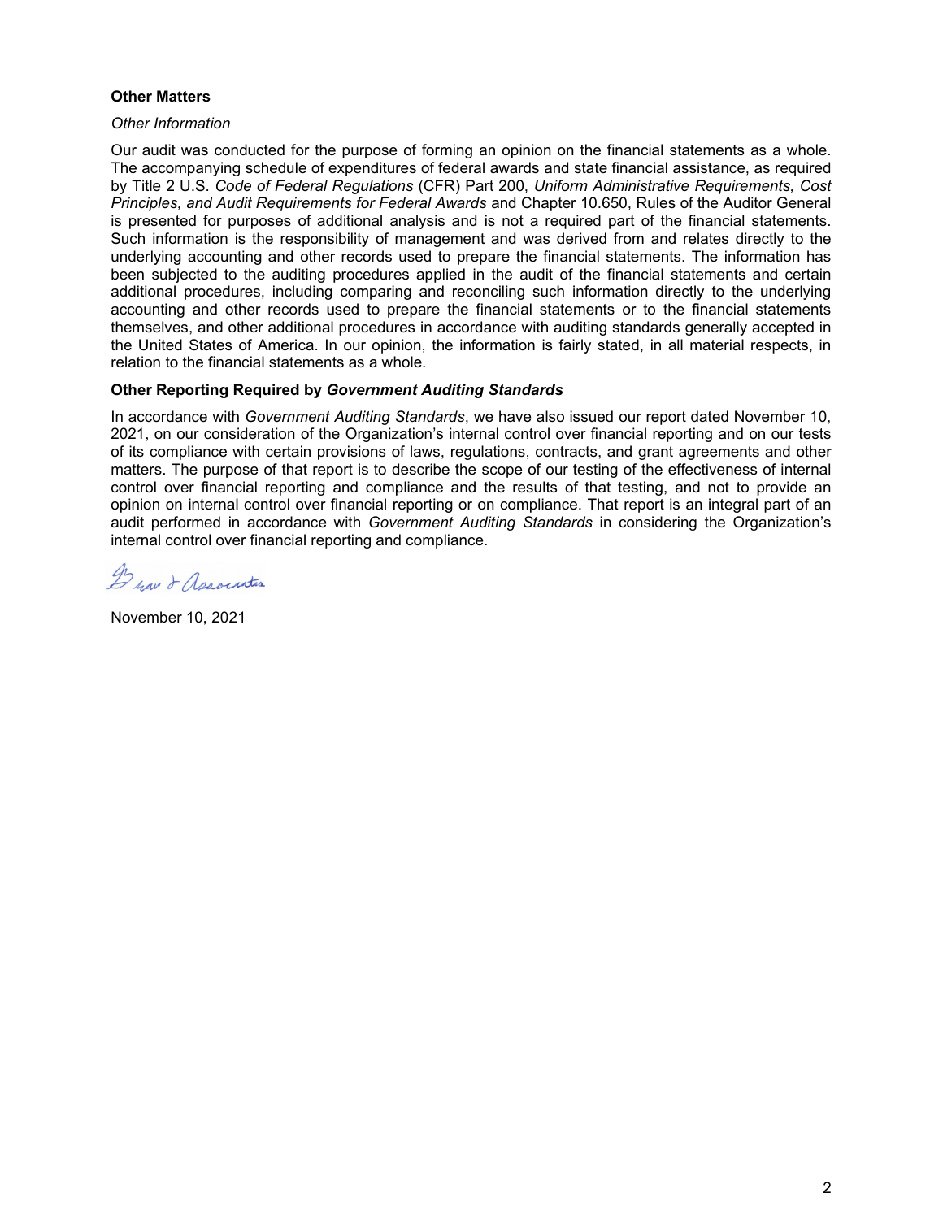### Other Matters

*Other Information*

Our audit was conducted for the purpose of forming an opinion on the financial statements as a whole. The accompanying schedule of expenditures of federal awards and state financial assistance, as required by Title 2 U.S. *Code of Federal Regulations* (CFR) Part 200, *Uniform Administrative Requirements, Cost Principles, and Audit Requirements for Federal Awards* and Chapter 10.650, Rules of the Auditor General is presented for purposes of additional analysis and is not a required part of the financial statements. Such information is the responsibility of management and was derived from and relates directly to the underlying accounting and other records used to prepare the financial statements. The information has been subjected to the auditing procedures applied in the audit of the financial statements and certain additional procedures, including comparing and reconciling such information directly to the underlying accounting and other records used to prepare the financial statements or to the financial statements themselves, and other additional procedures in accordance with auditing standards generally accepted in the United States of America. In our opinion, the information is fairly stated, in all material respects, in relation to the financial statements as a whole.

### Other Reporting Required by *Government Auditing Standards*

In accordance with *Government Auditing Standards*, we have also issued our report dated November 10, 2021, on our consideration of the Organization's internal control over financial reporting and on our tests of its compliance with certain provisions of laws, regulations, contracts, and grant agreements and other matters. The purpose of that report is to describe the scope of our testing of the effectiveness of internal control over financial reporting and compliance and the results of that testing, and not to provide an opinion on internal control over financial reporting or on compliance. That report is an integral part of an audit performed in accordance with *Government Auditing Standards* in considering the Organization's internal control over financial reporting and compliance.

Bray & Associates

November 10, 2021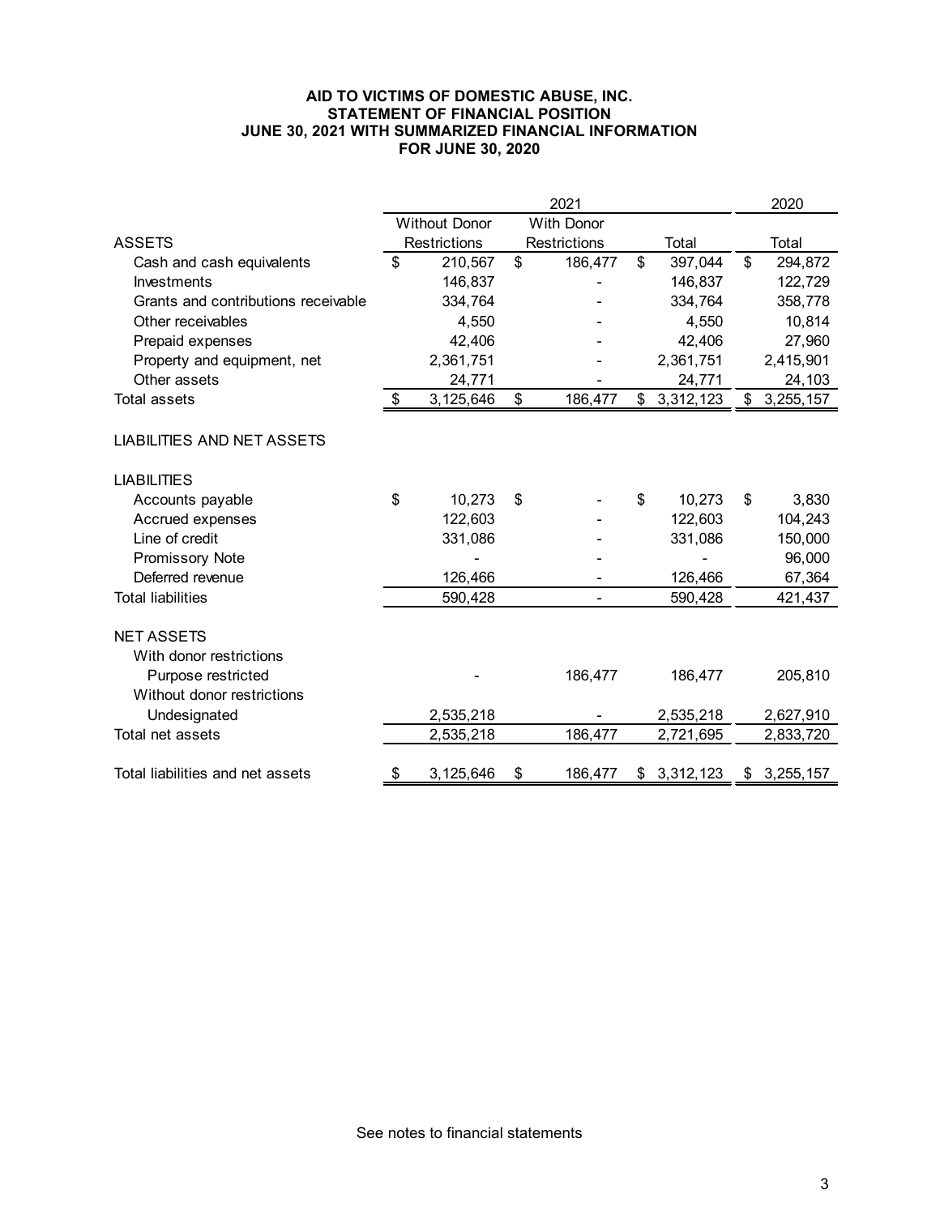**AID TO VICTIMS OF DOMESTIC ABUSE, INC.**
**STATEMENT OF FINANCIAL POSITION**
**JUNE 30, 2021 WITH SUMMARIZED FINANCIAL INFORMATION**
**FOR JUNE 30, 2020**

| | 2021 | | | 2020 |
|---|---|---|---|---|
| ASSETS | Without Donor Restrictions | With Donor Restrictions | Total | Total |
| Cash and cash equivalents | $ 210,567 | $ 186,477 | $ 397,044 | $ 294,872 |
| Investments | 146,837 | - | 146,837 | 122,729 |
| Grants and contributions receivable | 334,764 | - | 334,764 | 358,778 |
| Other receivables | 4,550 | - | 4,550 | 10,814 |
| Prepaid expenses | 42,406 | - | 42,406 | 27,960 |
| Property and equipment, net | 2,361,751 | - | 2,361,751 | 2,415,901 |
| Other assets | 24,771 | - | 24,771 | 24,103 |
| Total assets | $ 3,125,646 | $ 186,477 | $ 3,312,123 | $ 3,255,157 |
| | | | | |
| LIABILITIES AND NET ASSETS | | | | |
| | | | | |
| LIABILITIES | | | | |
| Accounts payable | $ 10,273 | $ - | $ 10,273 | $ 3,830 |
| Accrued expenses | 122,603 | - | 122,603 | 104,243 |
| Line of credit | 331,086 | - | 331,086 | 150,000 |
| Promissory Note | - | - | - | 96,000 |
| Deferred revenue | 126,466 | - | 126,466 | 67,364 |
| Total liabilities | 590,428 | - | 590,428 | 421,437 |
| | | | | |
| NET ASSETS | | | | |
| With donor restrictions | | | | |
| Purpose restricted | - | 186,477 | 186,477 | 205,810 |
| Without donor restrictions | | | | |
| Undesignated | 2,535,218 | - | 2,535,218 | 2,627,910 |
| Total net assets | 2,535,218 | 186,477 | 2,721,695 | 2,833,720 |
| | | | | |
| Total liabilities and net assets | $ 3,125,646 | $ 186,477 | $ 3,312,123 | $ 3,255,157 |

See notes to financial statements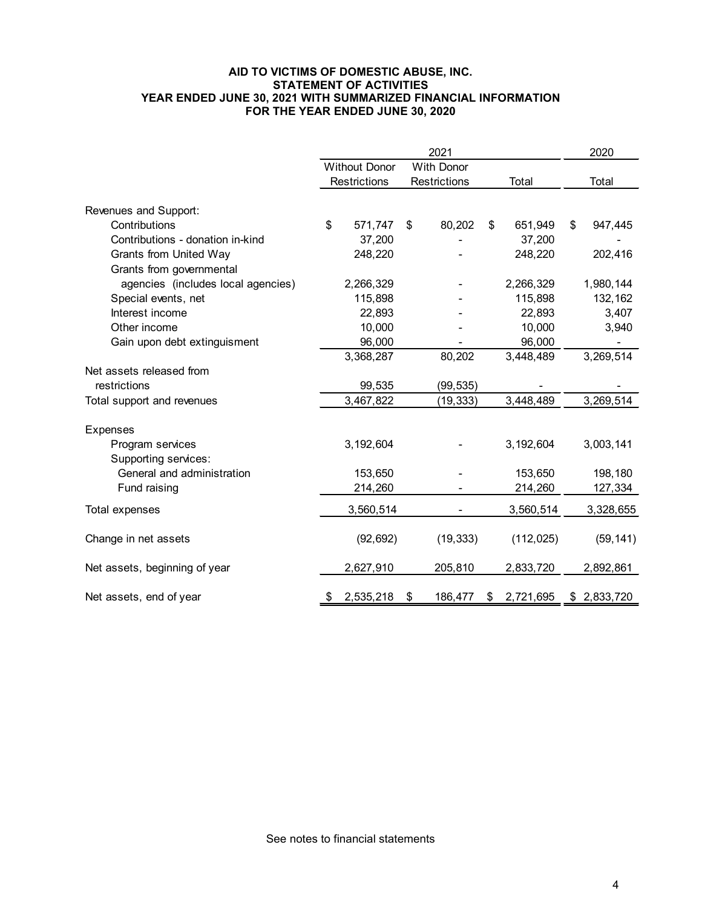# AID TO VICTIMS OF DOMESTIC ABUSE, INC.
## STATEMENT OF ACTIVITIES
### YEAR ENDED JUNE 30, 2021 WITH SUMMARIZED FINANCIAL INFORMATION FOR THE YEAR ENDED JUNE 30, 2020

| | 2021 | | | 2020 |
|---|---|---|---|---|
| | Without Donor Restrictions | With Donor Restrictions | Total | Total |
| **Revenues and Support:** | | | | |
| Contributions | $ 571,747 | $ 80,202 | $ 651,949 | $ 947,445 |
| Contributions - donation in-kind | 37,200 | - | 37,200 | - |
| Grants from United Way | 248,220 | - | 248,220 | 202,416 |
| Grants from governmental agencies (includes local agencies) | 2,266,329 | - | 2,266,329 | 1,980,144 |
| Special events, net | 115,898 | - | 115,898 | 132,162 |
| Interest income | 22,893 | - | 22,893 | 3,407 |
| Other income | 10,000 | - | 10,000 | 3,940 |
| Gain upon debt extinguisment | 96,000 | - | 96,000 | - |
| | 3,368,287 | 80,202 | 3,448,489 | 3,269,514 |
| Net assets released from restrictions | 99,535 | (99,535) | - | - |
| Total support and revenues | 3,467,822 | (19,333) | 3,448,489 | 3,269,514 |
| **Expenses** | | | | |
| Program services | 3,192,604 | - | 3,192,604 | 3,003,141 |
| Supporting services: | | | | |
| General and administration | 153,650 | - | 153,650 | 198,180 |
| Fund raising | 214,260 | - | 214,260 | 127,334 |
| Total expenses | 3,560,514 | - | 3,560,514 | 3,328,655 |
| Change in net assets | (92,692) | (19,333) | (112,025) | (59,141) |
| Net assets, beginning of year | 2,627,910 | 205,810 | 2,833,720 | 2,892,861 |
| Net assets, end of year | $ 2,535,218 | $ 186,477 | $ 2,721,695 | $ 2,833,720 |

See notes to financial statements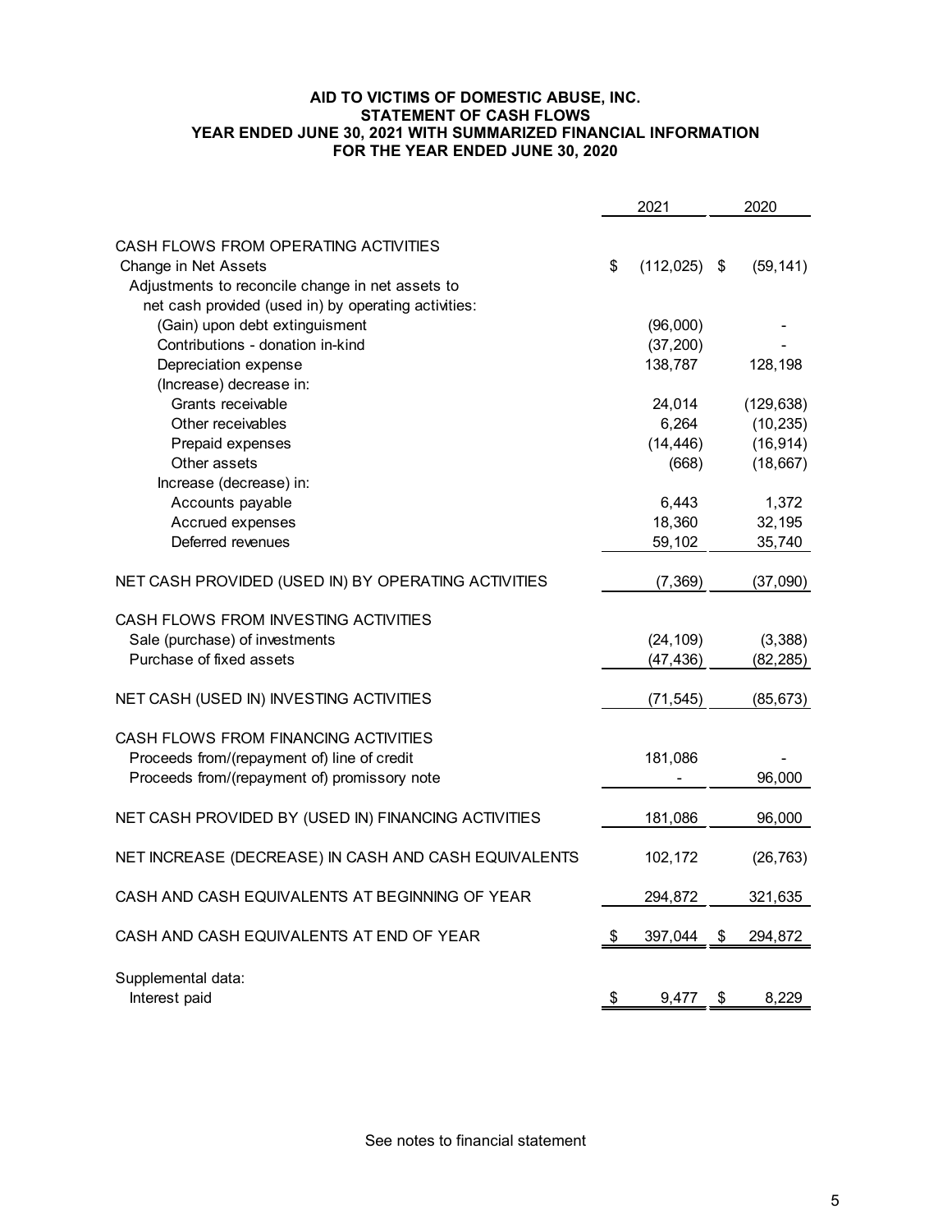**AID TO VICTIMS OF DOMESTIC ABUSE, INC.**
**STATEMENT OF CASH FLOWS**
**YEAR ENDED JUNE 30, 2021 WITH SUMMARIZED FINANCIAL INFORMATION**
**FOR THE YEAR ENDED JUNE 30, 2020**

| | 2021 | 2020 |
|---|---|---|
| CASH FLOWS FROM OPERATING ACTIVITIES | | |
| Change in Net Assets | $ (112,025) | $ (59,141) |
| Adjustments to reconcile change in net assets to net cash provided (used in) by operating activities: | | |
| (Gain) upon debt extinguisment | (96,000) | - |
| Contributions - donation in-kind | (37,200) | - |
| Depreciation expense | 138,787 | 128,198 |
| (Increase) decrease in: | | |
| Grants receivable | 24,014 | (129,638) |
| Other receivables | 6,264 | (10,235) |
| Prepaid expenses | (14,446) | (16,914) |
| Other assets | (668) | (18,667) |
| Increase (decrease) in: | | |
| Accounts payable | 6,443 | 1,372 |
| Accrued expenses | 18,360 | 32,195 |
| Deferred revenues | 59,102 | 35,740 |
| NET CASH PROVIDED (USED IN) BY OPERATING ACTIVITIES | (7,369) | (37,090) |
| CASH FLOWS FROM INVESTING ACTIVITIES | | |
| Sale (purchase) of investments | (24,109) | (3,388) |
| Purchase of fixed assets | (47,436) | (82,285) |
| NET CASH (USED IN) INVESTING ACTIVITIES | (71,545) | (85,673) |
| CASH FLOWS FROM FINANCING ACTIVITIES | | |
| Proceeds from/(repayment of) line of credit | 181,086 | - |
| Proceeds from/(repayment of) promissory note | - | 96,000 |
| NET CASH PROVIDED BY (USED IN) FINANCING ACTIVITIES | 181,086 | 96,000 |
| NET INCREASE (DECREASE) IN CASH AND CASH EQUIVALENTS | 102,172 | (26,763) |
| CASH AND CASH EQUIVALENTS AT BEGINNING OF YEAR | 294,872 | 321,635 |
| CASH AND CASH EQUIVALENTS AT END OF YEAR | $ 397,044 | $ 294,872 |
| Supplemental data: | | |
| Interest paid | $ 9,477 | $ 8,229 |

See notes to financial statement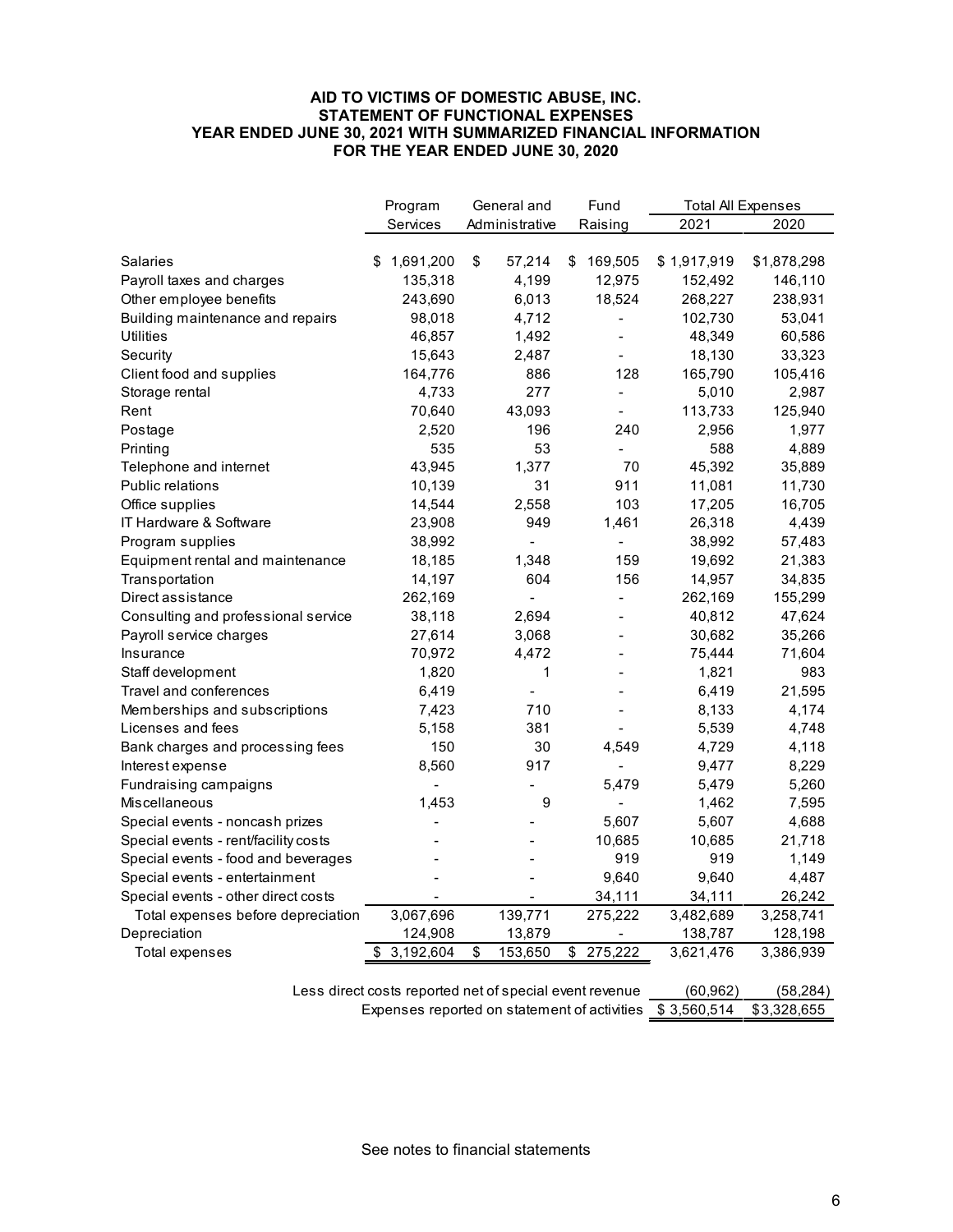**AID TO VICTIMS OF DOMESTIC ABUSE, INC.**
**STATEMENT OF FUNCTIONAL EXPENSES**
**YEAR ENDED JUNE 30, 2021 WITH SUMMARIZED FINANCIAL INFORMATION**
**FOR THE YEAR ENDED JUNE 30, 2020**

| | Program Services | General and Administrative | Fund Raising | Total All Expenses | |
|---|---|---|---|---|---|
| | | | | 2021 | 2020 |
| Salaries | $ 1,691,200 | $ 57,214 | $ 169,505 | $ 1,917,919 | $1,878,298 |
| Payroll taxes and charges | 135,318 | 4,199 | 12,975 | 152,492 | 146,110 |
| Other employee benefits | 243,690 | 6,013 | 18,524 | 268,227 | 238,931 |
| Building maintenance and repairs | 98,018 | 4,712 | - | 102,730 | 53,041 |
| Utilities | 46,857 | 1,492 | - | 48,349 | 60,586 |
| Security | 15,643 | 2,487 | - | 18,130 | 33,323 |
| Client food and supplies | 164,776 | 886 | 128 | 165,790 | 105,416 |
| Storage rental | 4,733 | 277 | - | 5,010 | 2,987 |
| Rent | 70,640 | 43,093 | - | 113,733 | 125,940 |
| Postage | 2,520 | 196 | 240 | 2,956 | 1,977 |
| Printing | 535 | 53 | - | 588 | 4,889 |
| Telephone and internet | 43,945 | 1,377 | 70 | 45,392 | 35,889 |
| Public relations | 10,139 | 31 | 911 | 11,081 | 11,730 |
| Office supplies | 14,544 | 2,558 | 103 | 17,205 | 16,705 |
| IT Hardware & Software | 23,908 | 949 | 1,461 | 26,318 | 4,439 |
| Program supplies | 38,992 | - | - | 38,992 | 57,483 |
| Equipment rental and maintenance | 18,185 | 1,348 | 159 | 19,692 | 21,383 |
| Transportation | 14,197 | 604 | 156 | 14,957 | 34,835 |
| Direct assistance | 262,169 | - | - | 262,169 | 155,299 |
| Consulting and professional service | 38,118 | 2,694 | - | 40,812 | 47,624 |
| Payroll service charges | 27,614 | 3,068 | - | 30,682 | 35,266 |
| Insurance | 70,972 | 4,472 | - | 75,444 | 71,604 |
| Staff development | 1,820 | 1 | - | 1,821 | 983 |
| Travel and conferences | 6,419 | - | - | 6,419 | 21,595 |
| Memberships and subscriptions | 7,423 | 710 | - | 8,133 | 4,174 |
| Licenses and fees | 5,158 | 381 | - | 5,539 | 4,748 |
| Bank charges and processing fees | 150 | 30 | 4,549 | 4,729 | 4,118 |
| Interest expense | 8,560 | 917 | - | 9,477 | 8,229 |
| Fundraising campaigns | - | - | 5,479 | 5,479 | 5,260 |
| Miscellaneous | 1,453 | 9 | - | 1,462 | 7,595 |
| Special events - noncash prizes | - | - | 5,607 | 5,607 | 4,688 |
| Special events - rent/facility costs | - | - | 10,685 | 10,685 | 21,718 |
| Special events - food and beverages | - | - | 919 | 919 | 1,149 |
| Special events - entertainment | - | - | 9,640 | 9,640 | 4,487 |
| Special events - other direct costs | - | - | 34,111 | 34,111 | 26,242 |
| Total expenses before depreciation | 3,067,696 | 139,771 | 275,222 | 3,482,689 | 3,258,741 |
| Depreciation | 124,908 | 13,879 | - | 138,787 | 128,198 |
| Total expenses | $ 3,192,604 | $ 153,650 | $ 275,222 | 3,621,476 | 3,386,939 |
| Less direct costs reported net of special event revenue | | | | (60,962) | (58,284) |
| Expenses reported on statement of activities | | | | $ 3,560,514 | $3,328,655 |

See notes to financial statements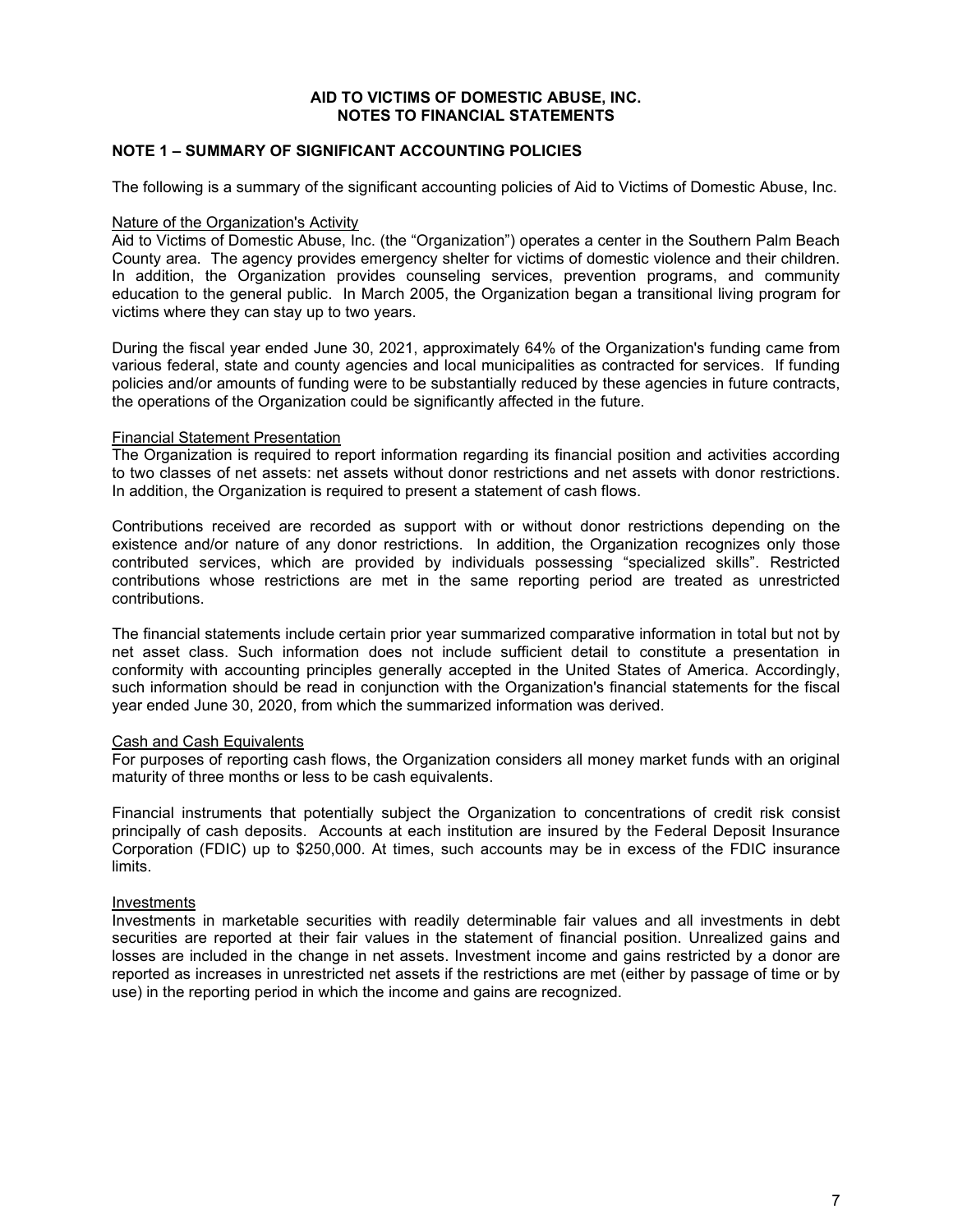**AID TO VICTIMS OF DOMESTIC ABUSE, INC.**
**NOTES TO FINANCIAL STATEMENTS**

## NOTE 1 – SUMMARY OF SIGNIFICANT ACCOUNTING POLICIES

The following is a summary of the significant accounting policies of Aid to Victims of Domestic Abuse, Inc.

### Nature of the Organization's Activity

Aid to Victims of Domestic Abuse, Inc. (the "Organization") operates a center in the Southern Palm Beach County area. The agency provides emergency shelter for victims of domestic violence and their children. In addition, the Organization provides counseling services, prevention programs, and community education to the general public. In March 2005, the Organization began a transitional living program for victims where they can stay up to two years.

During the fiscal year ended June 30, 2021, approximately 64% of the Organization's funding came from various federal, state and county agencies and local municipalities as contracted for services. If funding policies and/or amounts of funding were to be substantially reduced by these agencies in future contracts, the operations of the Organization could be significantly affected in the future.

### Financial Statement Presentation

The Organization is required to report information regarding its financial position and activities according to two classes of net assets: net assets without donor restrictions and net assets with donor restrictions. In addition, the Organization is required to present a statement of cash flows.

Contributions received are recorded as support with or without donor restrictions depending on the existence and/or nature of any donor restrictions. In addition, the Organization recognizes only those contributed services, which are provided by individuals possessing "specialized skills". Restricted contributions whose restrictions are met in the same reporting period are treated as unrestricted contributions.

The financial statements include certain prior year summarized comparative information in total but not by net asset class. Such information does not include sufficient detail to constitute a presentation in conformity with accounting principles generally accepted in the United States of America. Accordingly, such information should be read in conjunction with the Organization's financial statements for the fiscal year ended June 30, 2020, from which the summarized information was derived.

### Cash and Cash Equivalents

For purposes of reporting cash flows, the Organization considers all money market funds with an original maturity of three months or less to be cash equivalents.

Financial instruments that potentially subject the Organization to concentrations of credit risk consist principally of cash deposits. Accounts at each institution are insured by the Federal Deposit Insurance Corporation (FDIC) up to $250,000. At times, such accounts may be in excess of the FDIC insurance limits.

### Investments

Investments in marketable securities with readily determinable fair values and all investments in debt securities are reported at their fair values in the statement of financial position. Unrealized gains and losses are included in the change in net assets. Investment income and gains restricted by a donor are reported as increases in unrestricted net assets if the restrictions are met (either by passage of time or by use) in the reporting period in which the income and gains are recognized.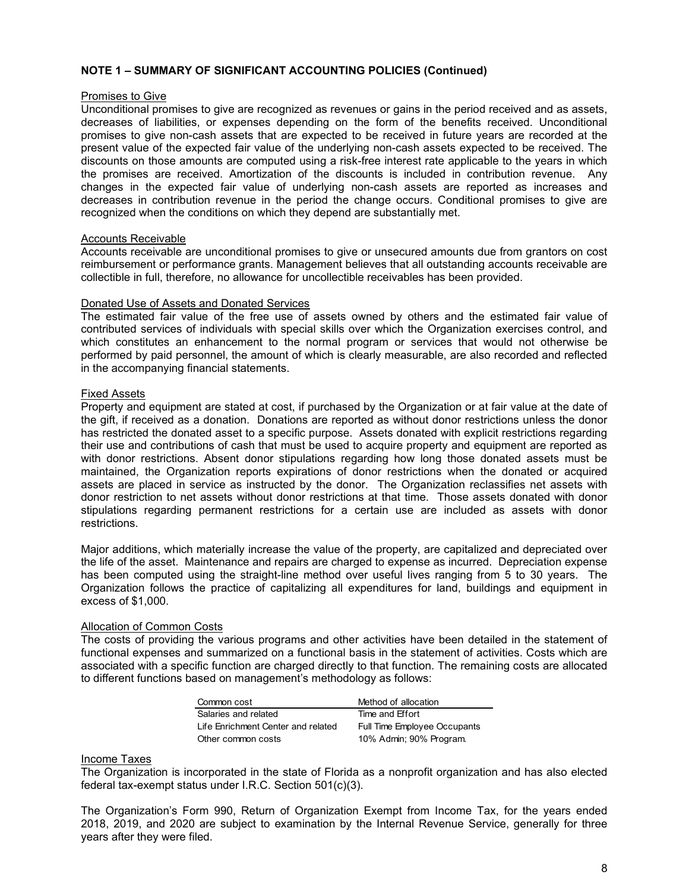## NOTE 1 – SUMMARY OF SIGNIFICANT ACCOUNTING POLICIES (Continued)

### Promises to Give

Unconditional promises to give are recognized as revenues or gains in the period received and as assets, decreases of liabilities, or expenses depending on the form of the benefits received. Unconditional promises to give non-cash assets that are expected to be received in future years are recorded at the present value of the expected fair value of the underlying non-cash assets expected to be received. The discounts on those amounts are computed using a risk-free interest rate applicable to the years in which the promises are received. Amortization of the discounts is included in contribution revenue. Any changes in the expected fair value of underlying non-cash assets are reported as increases and decreases in contribution revenue in the period the change occurs. Conditional promises to give are recognized when the conditions on which they depend are substantially met.

### Accounts Receivable

Accounts receivable are unconditional promises to give or unsecured amounts due from grantors on cost reimbursement or performance grants. Management believes that all outstanding accounts receivable are collectible in full, therefore, no allowance for uncollectible receivables has been provided.

### Donated Use of Assets and Donated Services

The estimated fair value of the free use of assets owned by others and the estimated fair value of contributed services of individuals with special skills over which the Organization exercises control, and which constitutes an enhancement to the normal program or services that would not otherwise be performed by paid personnel, the amount of which is clearly measurable, are also recorded and reflected in the accompanying financial statements.

### Fixed Assets

Property and equipment are stated at cost, if purchased by the Organization or at fair value at the date of the gift, if received as a donation. Donations are reported as without donor restrictions unless the donor has restricted the donated asset to a specific purpose. Assets donated with explicit restrictions regarding their use and contributions of cash that must be used to acquire property and equipment are reported as with donor restrictions. Absent donor stipulations regarding how long those donated assets must be maintained, the Organization reports expirations of donor restrictions when the donated or acquired assets are placed in service as instructed by the donor. The Organization reclassifies net assets with donor restriction to net assets without donor restrictions at that time. Those assets donated with donor stipulations regarding permanent restrictions for a certain use are included as assets with donor restrictions.

Major additions, which materially increase the value of the property, are capitalized and depreciated over the life of the asset. Maintenance and repairs are charged to expense as incurred. Depreciation expense has been computed using the straight-line method over useful lives ranging from 5 to 30 years. The Organization follows the practice of capitalizing all expenditures for land, buildings and equipment in excess of $1,000.

### Allocation of Common Costs

The costs of providing the various programs and other activities have been detailed in the statement of functional expenses and summarized on a functional basis in the statement of activities. Costs which are associated with a specific function are charged directly to that function. The remaining costs are allocated to different functions based on management's methodology as follows:

| Common cost | Method of allocation |
|---|---|
| Salaries and related | Time and Effort |
| Life Enrichment Center and related | Full Time Employee Occupants |
| Other common costs | 10% Admin; 90% Program. |

### Income Taxes

The Organization is incorporated in the state of Florida as a nonprofit organization and has also elected federal tax-exempt status under I.R.C. Section 501(c)(3).

The Organization's Form 990, Return of Organization Exempt from Income Tax, for the years ended 2018, 2019, and 2020 are subject to examination by the Internal Revenue Service, generally for three years after they were filed.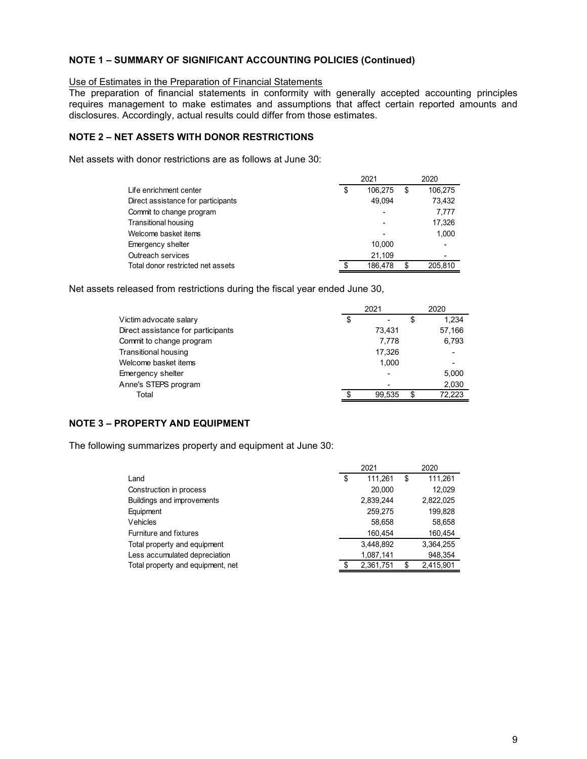## NOTE 1 – SUMMARY OF SIGNIFICANT ACCOUNTING POLICIES (Continued)

Use of Estimates in the Preparation of Financial Statements

The preparation of financial statements in conformity with generally accepted accounting principles requires management to make estimates and assumptions that affect certain reported amounts and disclosures. Accordingly, actual results could differ from those estimates.

## NOTE 2 – NET ASSETS WITH DONOR RESTRICTIONS

Net assets with donor restrictions are as follows at June 30:

| | 2021 | 2020 |
|---|---|---|
| Life enrichment center | $ 106,275 | $ 106,275 |
| Direct assistance for participants | 49,094 | 73,432 |
| Commit to change program | - | 7,777 |
| Transitional housing | - | 17,326 |
| Welcome basket items | - | 1,000 |
| Emergency shelter | 10,000 | - |
| Outreach services | 21,109 | - |
| Total donor restricted net assets | $ 186,478 | $ 205,810 |

Net assets released from restrictions during the fiscal year ended June 30,

| | 2021 | 2020 |
|---|---|---|
| Victim advocate salary | $ - | $ 1,234 |
| Direct assistance for participants | 73,431 | 57,166 |
| Commit to change program | 7,778 | 6,793 |
| Transitional housing | 17,326 | - |
| Welcome basket items | 1,000 | - |
| Emergency shelter | - | 5,000 |
| Anne's STEPS program | - | 2,030 |
| Total | $ 99,535 | $ 72,223 |

## NOTE 3 – PROPERTY AND EQUIPMENT

The following summarizes property and equipment at June 30:

| | 2021 | 2020 |
|---|---|---|
| Land | $ 111,261 | $ 111,261 |
| Construction in process | 20,000 | 12,029 |
| Buildings and improvements | 2,839,244 | 2,822,025 |
| Equipment | 259,275 | 199,828 |
| Vehicles | 58,658 | 58,658 |
| Furniture and fixtures | 160,454 | 160,454 |
| Total property and equipment | 3,448,892 | 3,364,255 |
| Less accumulated depreciation | 1,087,141 | 948,354 |
| Total property and equipment, net | $ 2,361,751 | $ 2,415,901 |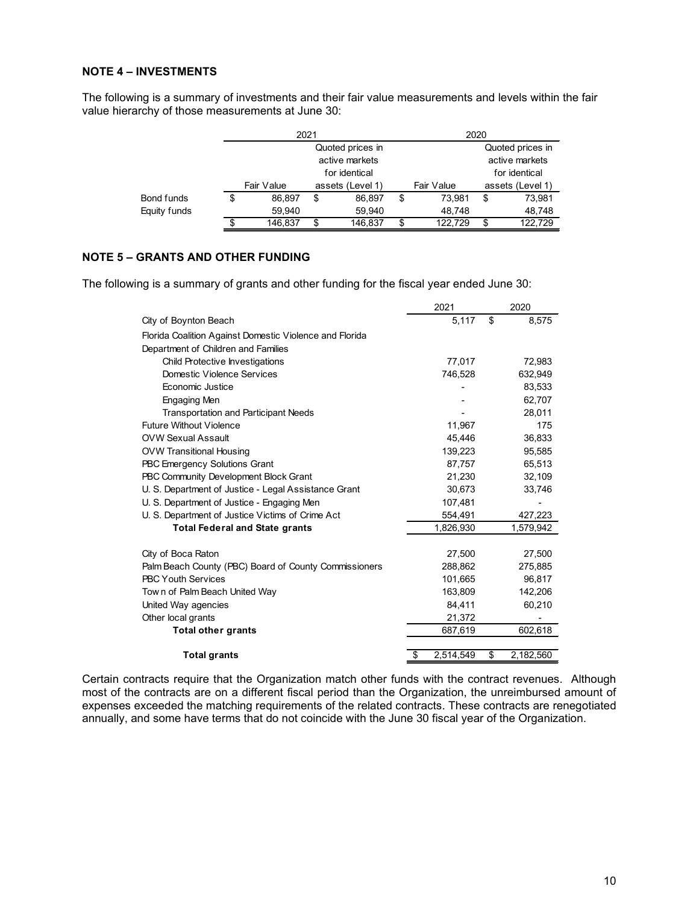**NOTE 4 – INVESTMENTS**

The following is a summary of investments and their fair value measurements and levels within the fair value hierarchy of those measurements at June 30:

| | 2021 | | 2020 | |
|---|---|---|---|---|
| | Fair Value | Quoted prices in active markets for identical assets (Level 1) | Fair Value | Quoted prices in active markets for identical assets (Level 1) |
| Bond funds | $ 86,897 | $ 86,897 | $ 73,981 | $ 73,981 |
| Equity funds | 59,940 | 59,940 | 48,748 | 48,748 |
| | $ 146,837 | $ 146,837 | $ 122,729 | $ 122,729 |

**NOTE 5 – GRANTS AND OTHER FUNDING**

The following is a summary of grants and other funding for the fiscal year ended June 30:

| | 2021 | 2020 |
|---|---|---|
| City of Boynton Beach | 5,117 | $ 8,575 |
| Florida Coalition Against Domestic Violence and Florida Department of Children and Families | | |
| Child Protective Investigations | 77,017 | 72,983 |
| Domestic Violence Services | 746,528 | 632,949 |
| Economic Justice | - | 83,533 |
| Engaging Men | - | 62,707 |
| Transportation and Participant Needs | - | 28,011 |
| Future Without Violence | 11,967 | 175 |
| OVW Sexual Assault | 45,446 | 36,833 |
| OVW Transitional Housing | 139,223 | 95,585 |
| PBC Emergency Solutions Grant | 87,757 | 65,513 |
| PBC Community Development Block Grant | 21,230 | 32,109 |
| U. S. Department of Justice - Legal Assistance Grant | 30,673 | 33,746 |
| U. S. Department of Justice - Engaging Men | 107,481 | - |
| U. S. Department of Justice Victims of Crime Act | 554,491 | 427,223 |
| **Total Federal and State grants** | 1,826,930 | 1,579,942 |
| | | |
| City of Boca Raton | 27,500 | 27,500 |
| Palm Beach County (PBC) Board of County Commissioners | 288,862 | 275,885 |
| PBC Youth Services | 101,665 | 96,817 |
| Town of Palm Beach United Way | 163,809 | 142,206 |
| United Way agencies | 84,411 | 60,210 |
| Other local grants | 21,372 | - |
| **Total other grants** | 687,619 | 602,618 |
| | | |
| **Total grants** | $ 2,514,549 | $ 2,182,560 |

Certain contracts require that the Organization match other funds with the contract revenues. Although most of the contracts are on a different fiscal period than the Organization, the unreimbursed amount of expenses exceeded the matching requirements of the related contracts. These contracts are renegotiated annually, and some have terms that do not coincide with the June 30 fiscal year of the Organization.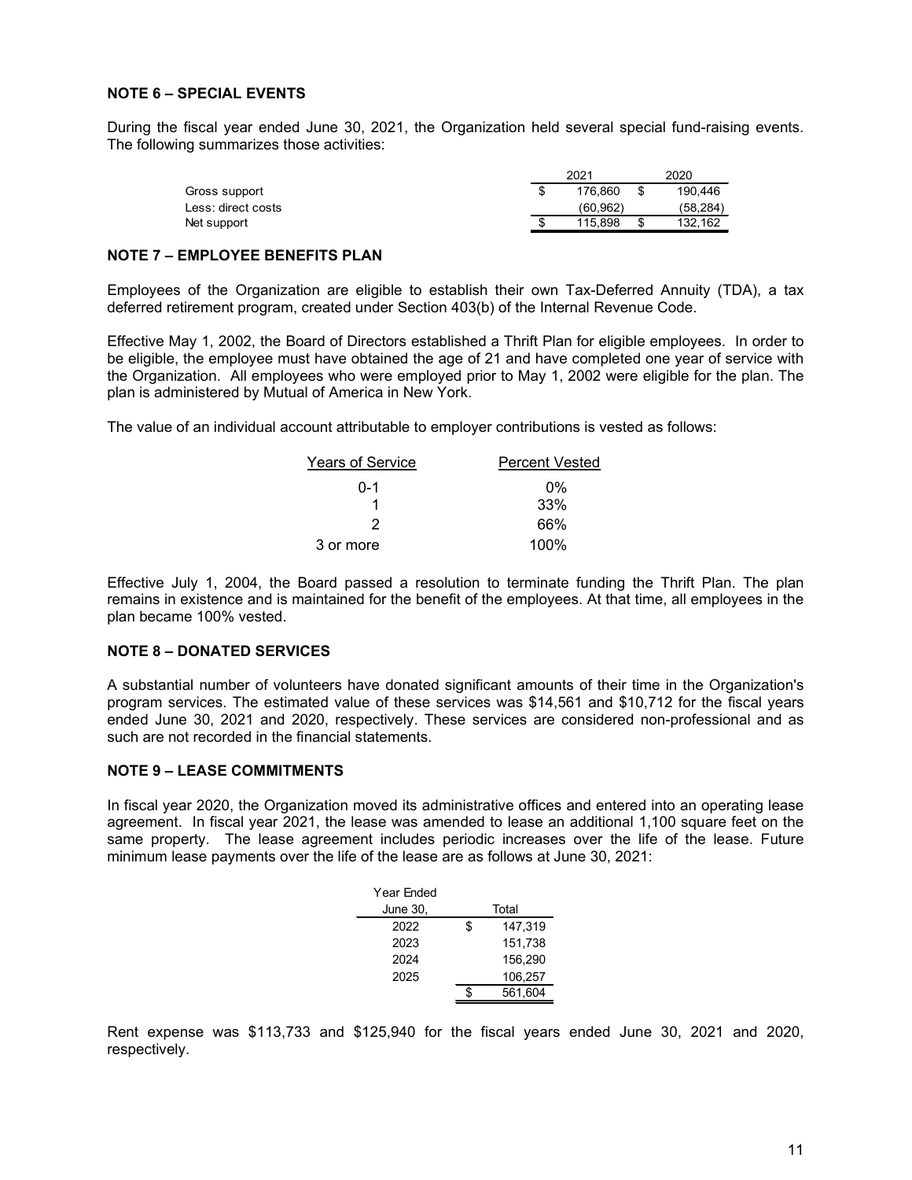## NOTE 6 – SPECIAL EVENTS

During the fiscal year ended June 30, 2021, the Organization held several special fund-raising events. The following summarizes those activities:

| | 2021 | 2020 |
|---|---|---|
| Gross support | $ 176,860 | $ 190,446 |
| Less: direct costs | (60,962) | (58,284) |
| Net support | $ 115,898 | $ 132,162 |

## NOTE 7 – EMPLOYEE BENEFITS PLAN

Employees of the Organization are eligible to establish their own Tax-Deferred Annuity (TDA), a tax deferred retirement program, created under Section 403(b) of the Internal Revenue Code.

Effective May 1, 2002, the Board of Directors established a Thrift Plan for eligible employees. In order to be eligible, the employee must have obtained the age of 21 and have completed one year of service with the Organization. All employees who were employed prior to May 1, 2002 were eligible for the plan. The plan is administered by Mutual of America in New York.

The value of an individual account attributable to employer contributions is vested as follows:

| Years of Service | Percent Vested |
|---|---|
| 0-1 | 0% |
| 1 | 33% |
| 2 | 66% |
| 3 or more | 100% |

Effective July 1, 2004, the Board passed a resolution to terminate funding the Thrift Plan. The plan remains in existence and is maintained for the benefit of the employees. At that time, all employees in the plan became 100% vested.

## NOTE 8 – DONATED SERVICES

A substantial number of volunteers have donated significant amounts of their time in the Organization's program services. The estimated value of these services was $14,561 and $10,712 for the fiscal years ended June 30, 2021 and 2020, respectively. These services are considered non-professional and as such are not recorded in the financial statements.

## NOTE 9 – LEASE COMMITMENTS

In fiscal year 2020, the Organization moved its administrative offices and entered into an operating lease agreement. In fiscal year 2021, the lease was amended to lease an additional 1,100 square feet on the same property. The lease agreement includes periodic increases over the life of the lease. Future minimum lease payments over the life of the lease are as follows at June 30, 2021:

| Year Ended June 30, | Total |
|---|---|
| 2022 | $ 147,319 |
| 2023 | 151,738 |
| 2024 | 156,290 |
| 2025 | 106,257 |
| | $ 561,604 |

Rent expense was $113,733 and $125,940 for the fiscal years ended June 30, 2021 and 2020, respectively.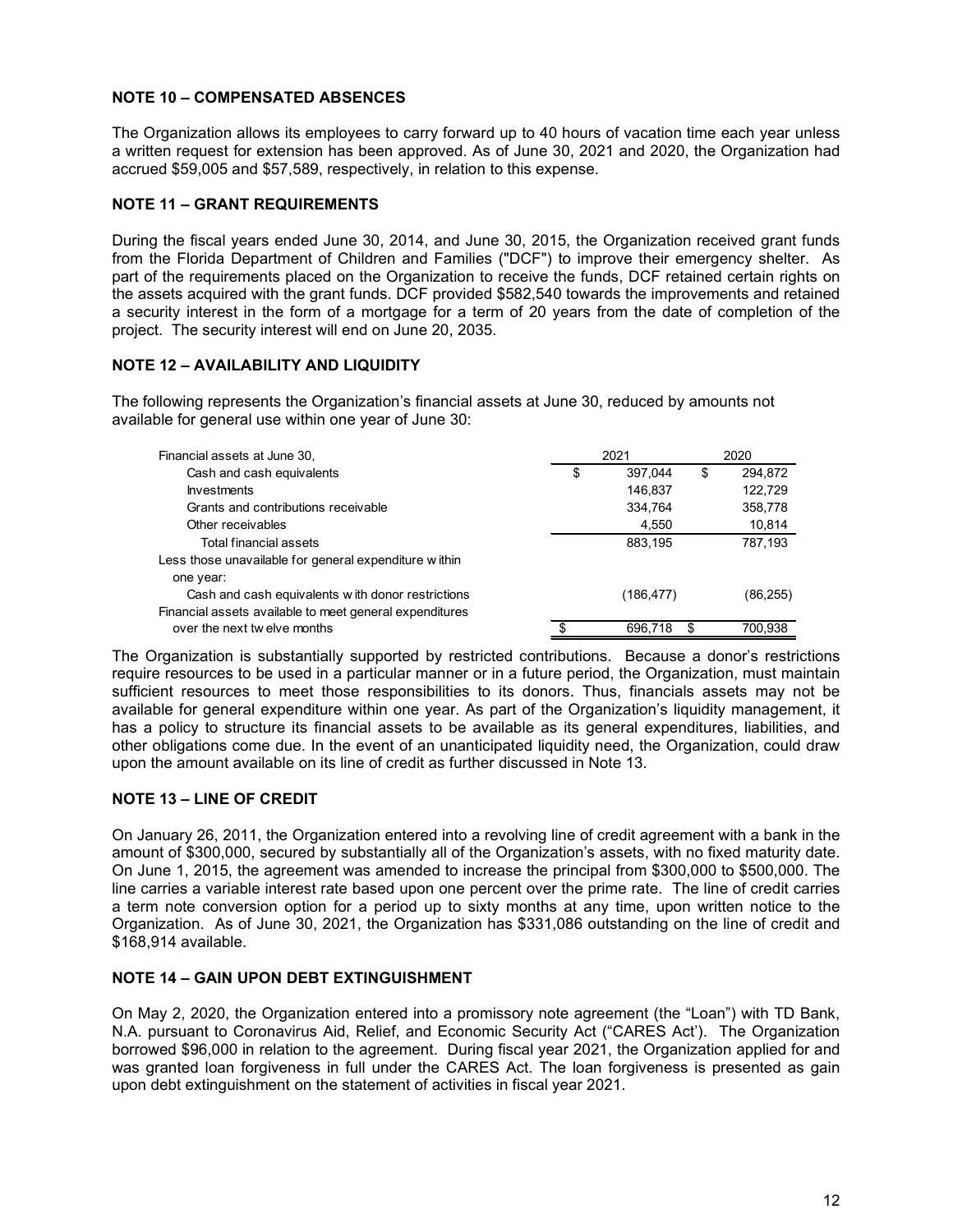### NOTE 10 – COMPENSATED ABSENCES

The Organization allows its employees to carry forward up to 40 hours of vacation time each year unless a written request for extension has been approved. As of June 30, 2021 and 2020, the Organization had accrued $59,005 and $57,589, respectively, in relation to this expense.

### NOTE 11 – GRANT REQUIREMENTS

During the fiscal years ended June 30, 2014, and June 30, 2015, the Organization received grant funds from the Florida Department of Children and Families ("DCF") to improve their emergency shelter. As part of the requirements placed on the Organization to receive the funds, DCF retained certain rights on the assets acquired with the grant funds. DCF provided $582,540 towards the improvements and retained a security interest in the form of a mortgage for a term of 20 years from the date of completion of the project. The security interest will end on June 20, 2035.

### NOTE 12 – AVAILABILITY AND LIQUIDITY

The following represents the Organization's financial assets at June 30, reduced by amounts not available for general use within one year of June 30:

| Financial assets at June 30, | 2021 | 2020 |
|---|---|---|
| Cash and cash equivalents | $ 397,044 | $ 294,872 |
| Investments | 146,837 | 122,729 |
| Grants and contributions receivable | 334,764 | 358,778 |
| Other receivables | 4,550 | 10,814 |
| Total financial assets | 883,195 | 787,193 |
| Less those unavailable for general expenditure within one year: | | |
| Cash and cash equivalents with donor restrictions | (186,477) | (86,255) |
| Financial assets available to meet general expenditures over the next twelve months | $ 696,718 | $ 700,938 |

The Organization is substantially supported by restricted contributions. Because a donor's restrictions require resources to be used in a particular manner or in a future period, the Organization, must maintain sufficient resources to meet those responsibilities to its donors. Thus, financials assets may not be available for general expenditure within one year. As part of the Organization's liquidity management, it has a policy to structure its financial assets to be available as its general expenditures, liabilities, and other obligations come due. In the event of an unanticipated liquidity need, the Organization, could draw upon the amount available on its line of credit as further discussed in Note 13.

### NOTE 13 – LINE OF CREDIT

On January 26, 2011, the Organization entered into a revolving line of credit agreement with a bank in the amount of $300,000, secured by substantially all of the Organization's assets, with no fixed maturity date. On June 1, 2015, the agreement was amended to increase the principal from $300,000 to $500,000. The line carries a variable interest rate based upon one percent over the prime rate. The line of credit carries a term note conversion option for a period up to sixty months at any time, upon written notice to the Organization. As of June 30, 2021, the Organization has $331,086 outstanding on the line of credit and $168,914 available.

### NOTE 14 – GAIN UPON DEBT EXTINGUISHMENT

On May 2, 2020, the Organization entered into a promissory note agreement (the "Loan") with TD Bank, N.A. pursuant to Coronavirus Aid, Relief, and Economic Security Act ("CARES Act'). The Organization borrowed $96,000 in relation to the agreement. During fiscal year 2021, the Organization applied for and was granted loan forgiveness in full under the CARES Act. The loan forgiveness is presented as gain upon debt extinguishment on the statement of activities in fiscal year 2021.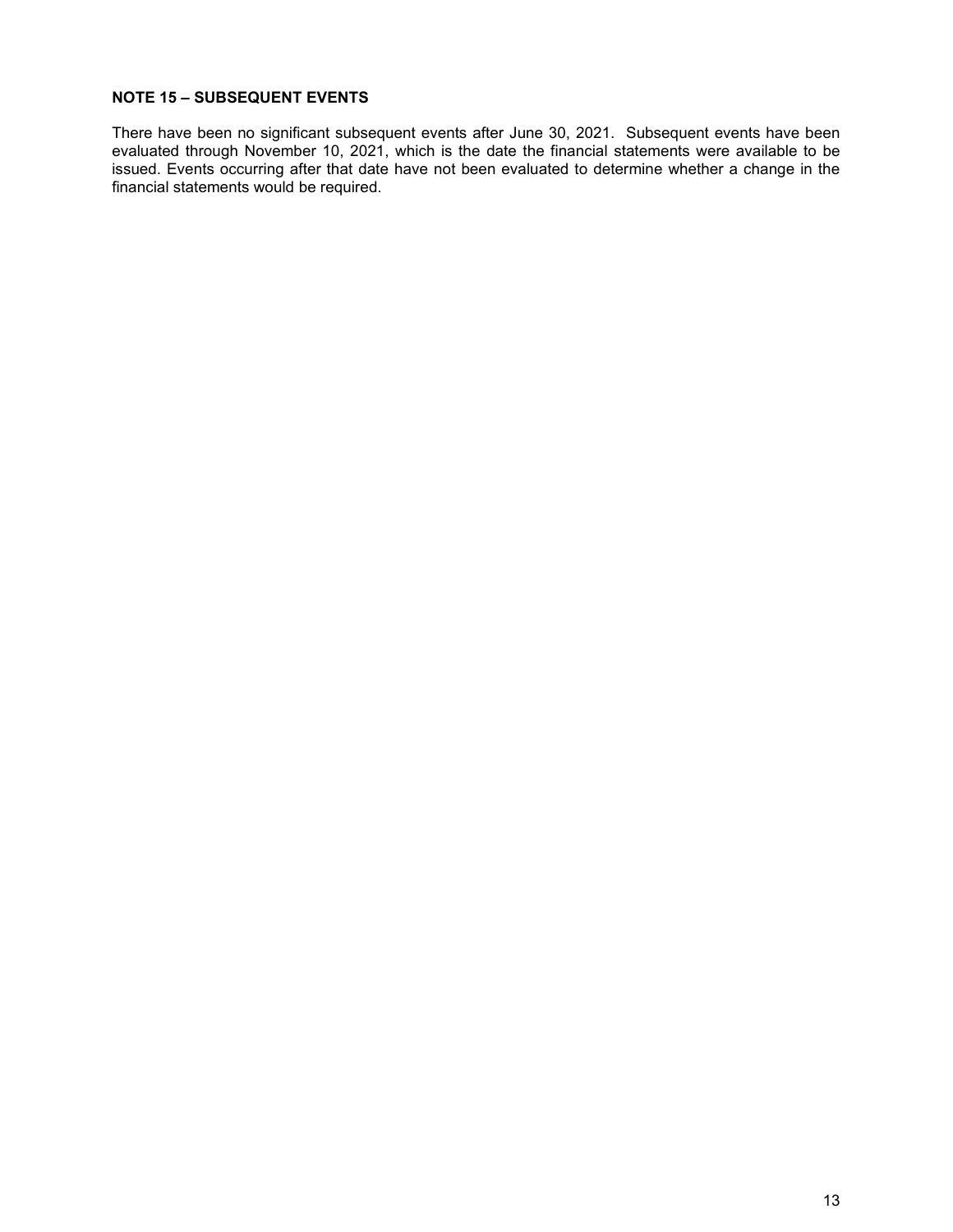**NOTE 15 – SUBSEQUENT EVENTS**

There have been no significant subsequent events after June 30, 2021. Subsequent events have been evaluated through November 10, 2021, which is the date the financial statements were available to be issued. Events occurring after that date have not been evaluated to determine whether a change in the financial statements would be required.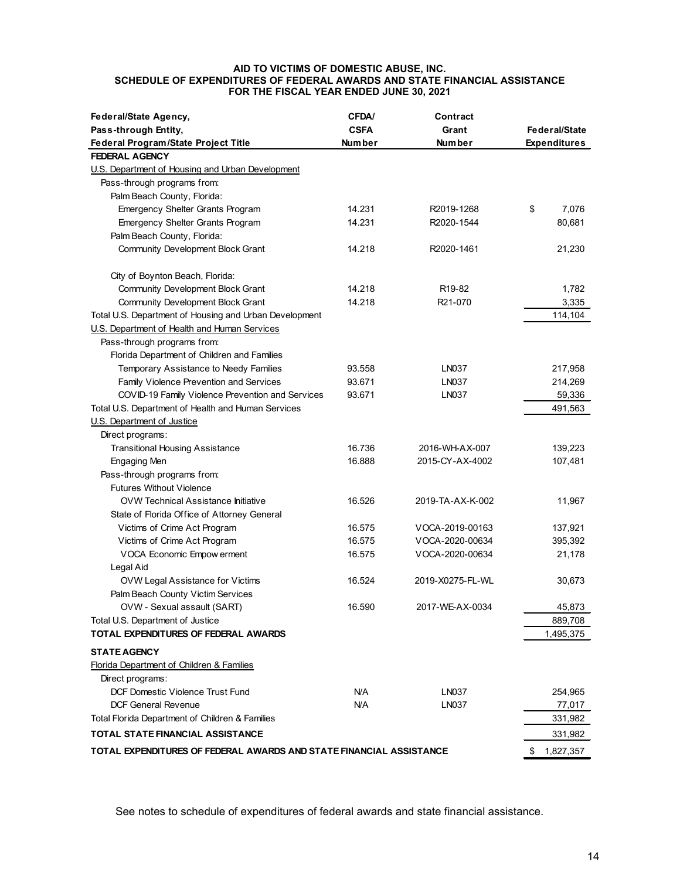**AID TO VICTIMS OF DOMESTIC ABUSE, INC.**
**SCHEDULE OF EXPENDITURES OF FEDERAL AWARDS AND STATE FINANCIAL ASSISTANCE**
**FOR THE FISCAL YEAR ENDED JUNE 30, 2021**

| Federal/State Agency, Pass-through Entity, Federal Program/State Project Title | CFDA/ CSFA Number | Contract Grant Number | Federal/State Expenditures |
|---|---|---|---|
| **FEDERAL AGENCY** | | | |
| U.S. Department of Housing and Urban Development | | | |
| Pass-through programs from: | | | |
| Palm Beach County, Florida: | | | |
| Emergency Shelter Grants Program | 14.231 | R2019-1268 | $ 7,076 |
| Emergency Shelter Grants Program | 14.231 | R2020-1544 | 80,681 |
| Palm Beach County, Florida: | | | |
| Community Development Block Grant | 14.218 | R2020-1461 | 21,230 |
| City of Boynton Beach, Florida: | | | |
| Community Development Block Grant | 14.218 | R19-82 | 1,782 |
| Community Development Block Grant | 14.218 | R21-070 | 3,335 |
| Total U.S. Department of Housing and Urban Development | | | 114,104 |
| U.S. Department of Health and Human Services | | | |
| Pass-through programs from: | | | |
| Florida Department of Children and Families | | | |
| Temporary Assistance to Needy Families | 93.558 | LN037 | 217,958 |
| Family Violence Prevention and Services | 93.671 | LN037 | 214,269 |
| COVID-19 Family Violence Prevention and Services | 93.671 | LN037 | 59,336 |
| Total U.S. Department of Health and Human Services | | | 491,563 |
| U.S. Department of Justice | | | |
| Direct programs: | | | |
| Transitional Housing Assistance | 16.736 | 2016-WH-AX-007 | 139,223 |
| Engaging Men | 16.888 | 2015-CY-AX-4002 | 107,481 |
| Pass-through programs from: | | | |
| Futures Without Violence | | | |
| OVW Technical Assistance Initiative | 16.526 | 2019-TA-AX-K-002 | 11,967 |
| State of Florida Office of Attorney General | | | |
| Victims of Crime Act Program | 16.575 | VOCA-2019-00163 | 137,921 |
| Victims of Crime Act Program | 16.575 | VOCA-2020-00634 | 395,392 |
| VOCA Economic Empowerment | 16.575 | VOCA-2020-00634 | 21,178 |
| Legal Aid | | | |
| OVW Legal Assistance for Victims | 16.524 | 2019-X0275-FL-WL | 30,673 |
| Palm Beach County Victim Services | | | |
| OVW - Sexual assault (SART) | 16.590 | 2017-WE-AX-0034 | 45,873 |
| Total U.S. Department of Justice | | | 889,708 |
| **TOTAL EXPENDITURES OF FEDERAL AWARDS** | | | 1,495,375 |
| **STATE AGENCY** | | | |
| Florida Department of Children & Families | | | |
| Direct programs: | | | |
| DCF Domestic Violence Trust Fund | N/A | LN037 | 254,965 |
| DCF General Revenue | N/A | LN037 | 77,017 |
| Total Florida Department of Children & Families | | | 331,982 |
| **TOTAL STATE FINANCIAL ASSISTANCE** | | | 331,982 |
| **TOTAL EXPENDITURES OF FEDERAL AWARDS AND STATE FINANCIAL ASSISTANCE** | | | $ 1,827,357 |

See notes to schedule of expenditures of federal awards and state financial assistance.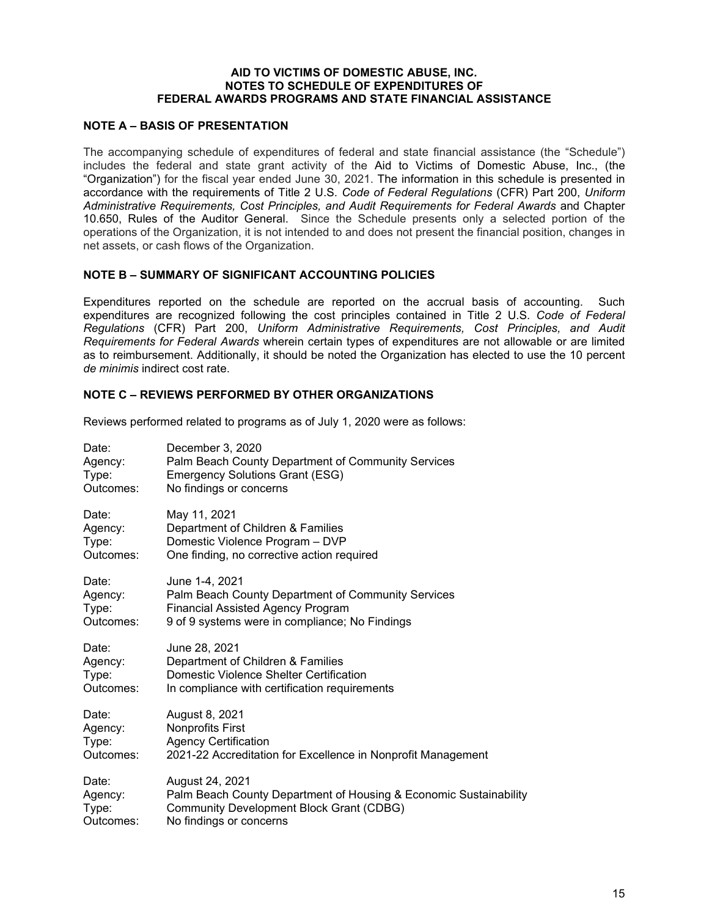**AID TO VICTIMS OF DOMESTIC ABUSE, INC.**
**NOTES TO SCHEDULE OF EXPENDITURES OF**
**FEDERAL AWARDS PROGRAMS AND STATE FINANCIAL ASSISTANCE**

## NOTE A – BASIS OF PRESENTATION

The accompanying schedule of expenditures of federal and state financial assistance (the "Schedule") includes the federal and state grant activity of the Aid to Victims of Domestic Abuse, Inc., (the "Organization") for the fiscal year ended June 30, 2021. The information in this schedule is presented in accordance with the requirements of Title 2 U.S. *Code of Federal Regulations* (CFR) Part 200, *Uniform Administrative Requirements, Cost Principles, and Audit Requirements for Federal Awards* and Chapter 10.650, Rules of the Auditor General. Since the Schedule presents only a selected portion of the operations of the Organization, it is not intended to and does not present the financial position, changes in net assets, or cash flows of the Organization.

## NOTE B – SUMMARY OF SIGNIFICANT ACCOUNTING POLICIES

Expenditures reported on the schedule are reported on the accrual basis of accounting. Such expenditures are recognized following the cost principles contained in Title 2 U.S. *Code of Federal Regulations* (CFR) Part 200, *Uniform Administrative Requirements, Cost Principles, and Audit Requirements for Federal Awards* wherein certain types of expenditures are not allowable or are limited as to reimbursement. Additionally, it should be noted the Organization has elected to use the 10 percent *de minimis* indirect cost rate.

## NOTE C – REVIEWS PERFORMED BY OTHER ORGANIZATIONS

Reviews performed related to programs as of July 1, 2020 were as follows:

Date: December 3, 2020
Agency: Palm Beach County Department of Community Services
Type: Emergency Solutions Grant (ESG)
Outcomes: No findings or concerns

Date: May 11, 2021
Agency: Department of Children & Families
Type: Domestic Violence Program – DVP
Outcomes: One finding, no corrective action required

Date: June 1-4, 2021
Agency: Palm Beach County Department of Community Services
Type: Financial Assisted Agency Program
Outcomes: 9 of 9 systems were in compliance; No Findings

Date: June 28, 2021
Agency: Department of Children & Families
Type: Domestic Violence Shelter Certification
Outcomes: In compliance with certification requirements

Date: August 8, 2021
Agency: Nonprofits First
Type: Agency Certification
Outcomes: 2021-22 Accreditation for Excellence in Nonprofit Management

Date: August 24, 2021
Agency: Palm Beach County Department of Housing & Economic Sustainability
Type: Community Development Block Grant (CDBG)
Outcomes: No findings or concerns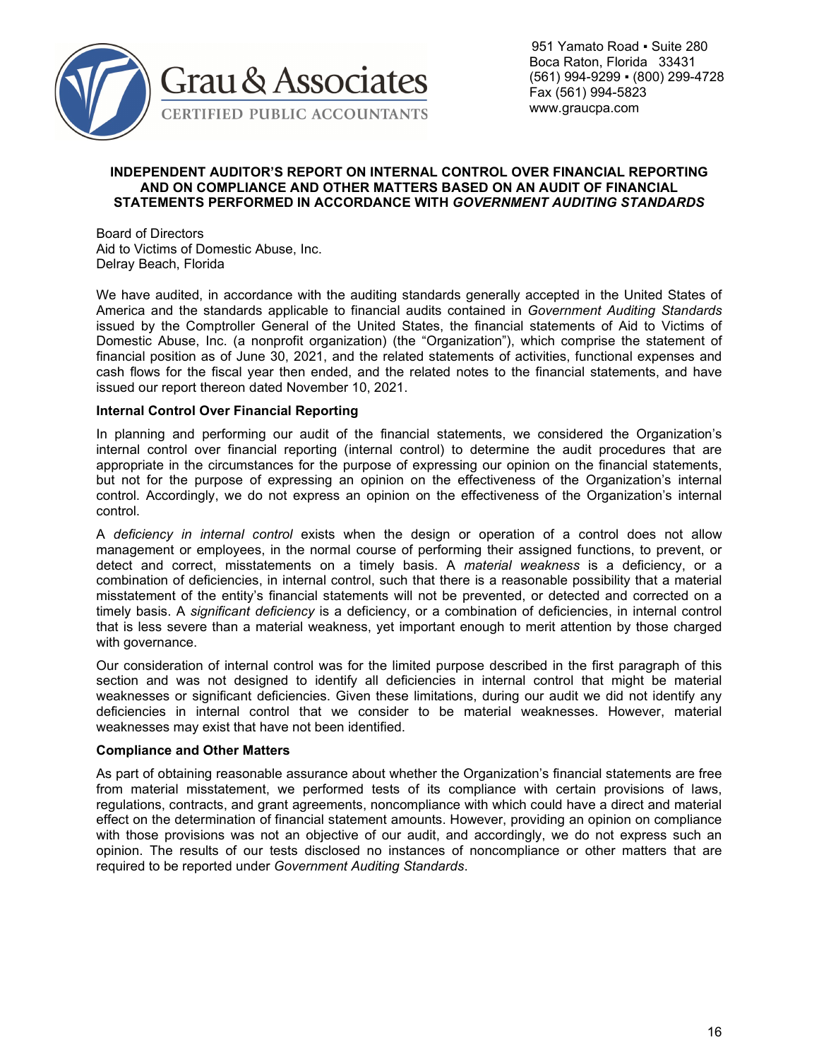Grau & Associates
CERTIFIED PUBLIC ACCOUNTANTS

951 Yamato Road ▪ Suite 280
Boca Raton, Florida 33431
(561) 994-9299 ▪ (800) 299-4728
Fax (561) 994-5823
www.graucpa.com

# INDEPENDENT AUDITOR'S REPORT ON INTERNAL CONTROL OVER FINANCIAL REPORTING AND ON COMPLIANCE AND OTHER MATTERS BASED ON AN AUDIT OF FINANCIAL STATEMENTS PERFORMED IN ACCORDANCE WITH *GOVERNMENT AUDITING STANDARDS*

Board of Directors
Aid to Victims of Domestic Abuse, Inc.
Delray Beach, Florida

We have audited, in accordance with the auditing standards generally accepted in the United States of America and the standards applicable to financial audits contained in *Government Auditing Standards* issued by the Comptroller General of the United States, the financial statements of Aid to Victims of Domestic Abuse, Inc. (a nonprofit organization) (the "Organization"), which comprise the statement of financial position as of June 30, 2021, and the related statements of activities, functional expenses and cash flows for the fiscal year then ended, and the related notes to the financial statements, and have issued our report thereon dated November 10, 2021.

**Internal Control Over Financial Reporting**

In planning and performing our audit of the financial statements, we considered the Organization's internal control over financial reporting (internal control) to determine the audit procedures that are appropriate in the circumstances for the purpose of expressing our opinion on the financial statements, but not for the purpose of expressing an opinion on the effectiveness of the Organization's internal control. Accordingly, we do not express an opinion on the effectiveness of the Organization's internal control.

A *deficiency in internal control* exists when the design or operation of a control does not allow management or employees, in the normal course of performing their assigned functions, to prevent, or detect and correct, misstatements on a timely basis. A *material weakness* is a deficiency, or a combination of deficiencies, in internal control, such that there is a reasonable possibility that a material misstatement of the entity's financial statements will not be prevented, or detected and corrected on a timely basis. A *significant deficiency* is a deficiency, or a combination of deficiencies, in internal control that is less severe than a material weakness, yet important enough to merit attention by those charged with governance.

Our consideration of internal control was for the limited purpose described in the first paragraph of this section and was not designed to identify all deficiencies in internal control that might be material weaknesses or significant deficiencies. Given these limitations, during our audit we did not identify any deficiencies in internal control that we consider to be material weaknesses. However, material weaknesses may exist that have not been identified.

**Compliance and Other Matters**

As part of obtaining reasonable assurance about whether the Organization's financial statements are free from material misstatement, we performed tests of its compliance with certain provisions of laws, regulations, contracts, and grant agreements, noncompliance with which could have a direct and material effect on the determination of financial statement amounts. However, providing an opinion on compliance with those provisions was not an objective of our audit, and accordingly, we do not express such an opinion. The results of our tests disclosed no instances of noncompliance or other matters that are required to be reported under *Government Auditing Standards*.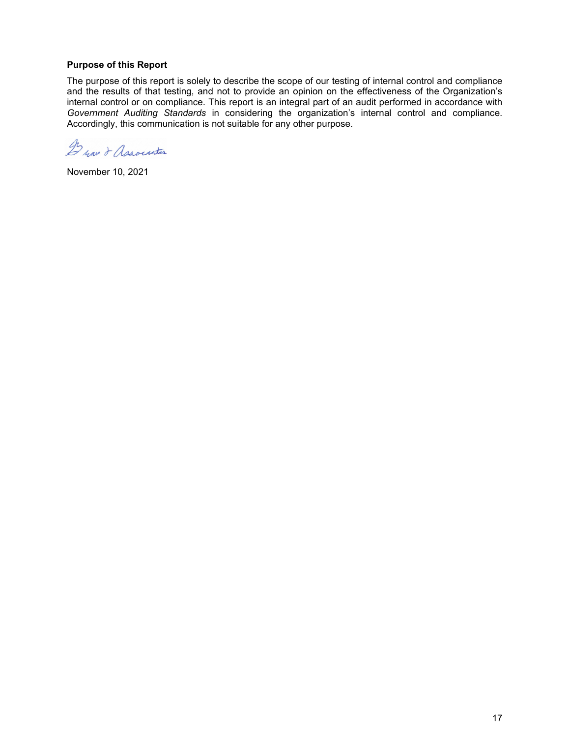**Purpose of this Report**

The purpose of this report is solely to describe the scope of our testing of internal control and compliance and the results of that testing, and not to provide an opinion on the effectiveness of the Organization's internal control or on compliance. This report is an integral part of an audit performed in accordance with *Government Auditing Standards* in considering the organization's internal control and compliance. Accordingly, this communication is not suitable for any other purpose.

Brav & Associates

November 10, 2021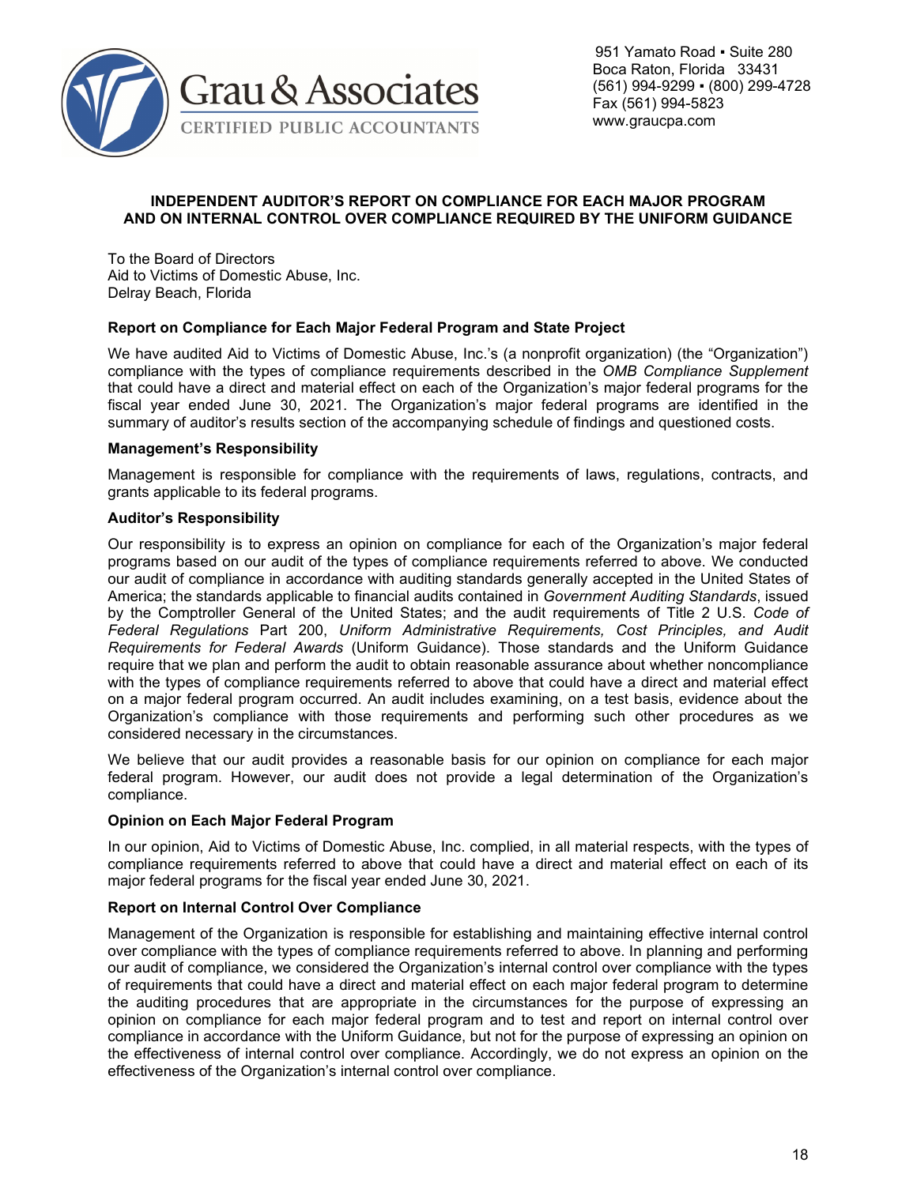Grau & Associates
CERTIFIED PUBLIC ACCOUNTANTS

951 Yamato Road ▪ Suite 280
Boca Raton, Florida 33431
(561) 994-9299 ▪ (800) 299-4728
Fax (561) 994-5823
www.graucpa.com

# INDEPENDENT AUDITOR'S REPORT ON COMPLIANCE FOR EACH MAJOR PROGRAM AND ON INTERNAL CONTROL OVER COMPLIANCE REQUIRED BY THE UNIFORM GUIDANCE

To the Board of Directors
Aid to Victims of Domestic Abuse, Inc.
Delray Beach, Florida

### Report on Compliance for Each Major Federal Program and State Project

We have audited Aid to Victims of Domestic Abuse, Inc.'s (a nonprofit organization) (the "Organization") compliance with the types of compliance requirements described in the *OMB Compliance Supplement* that could have a direct and material effect on each of the Organization's major federal programs for the fiscal year ended June 30, 2021. The Organization's major federal programs are identified in the summary of auditor's results section of the accompanying schedule of findings and questioned costs.

### Management's Responsibility

Management is responsible for compliance with the requirements of laws, regulations, contracts, and grants applicable to its federal programs.

### Auditor's Responsibility

Our responsibility is to express an opinion on compliance for each of the Organization's major federal programs based on our audit of the types of compliance requirements referred to above. We conducted our audit of compliance in accordance with auditing standards generally accepted in the United States of America; the standards applicable to financial audits contained in *Government Auditing Standards*, issued by the Comptroller General of the United States; and the audit requirements of Title 2 U.S. *Code of Federal Regulations* Part 200, *Uniform Administrative Requirements, Cost Principles, and Audit Requirements for Federal Awards* (Uniform Guidance). Those standards and the Uniform Guidance require that we plan and perform the audit to obtain reasonable assurance about whether noncompliance with the types of compliance requirements referred to above that could have a direct and material effect on a major federal program occurred. An audit includes examining, on a test basis, evidence about the Organization's compliance with those requirements and performing such other procedures as we considered necessary in the circumstances.

We believe that our audit provides a reasonable basis for our opinion on compliance for each major federal program. However, our audit does not provide a legal determination of the Organization's compliance.

### Opinion on Each Major Federal Program

In our opinion, Aid to Victims of Domestic Abuse, Inc. complied, in all material respects, with the types of compliance requirements referred to above that could have a direct and material effect on each of its major federal programs for the fiscal year ended June 30, 2021.

### Report on Internal Control Over Compliance

Management of the Organization is responsible for establishing and maintaining effective internal control over compliance with the types of compliance requirements referred to above. In planning and performing our audit of compliance, we considered the Organization's internal control over compliance with the types of requirements that could have a direct and material effect on each major federal program to determine the auditing procedures that are appropriate in the circumstances for the purpose of expressing an opinion on compliance for each major federal program and to test and report on internal control over compliance in accordance with the Uniform Guidance, but not for the purpose of expressing an opinion on the effectiveness of internal control over compliance. Accordingly, we do not express an opinion on the effectiveness of the Organization's internal control over compliance.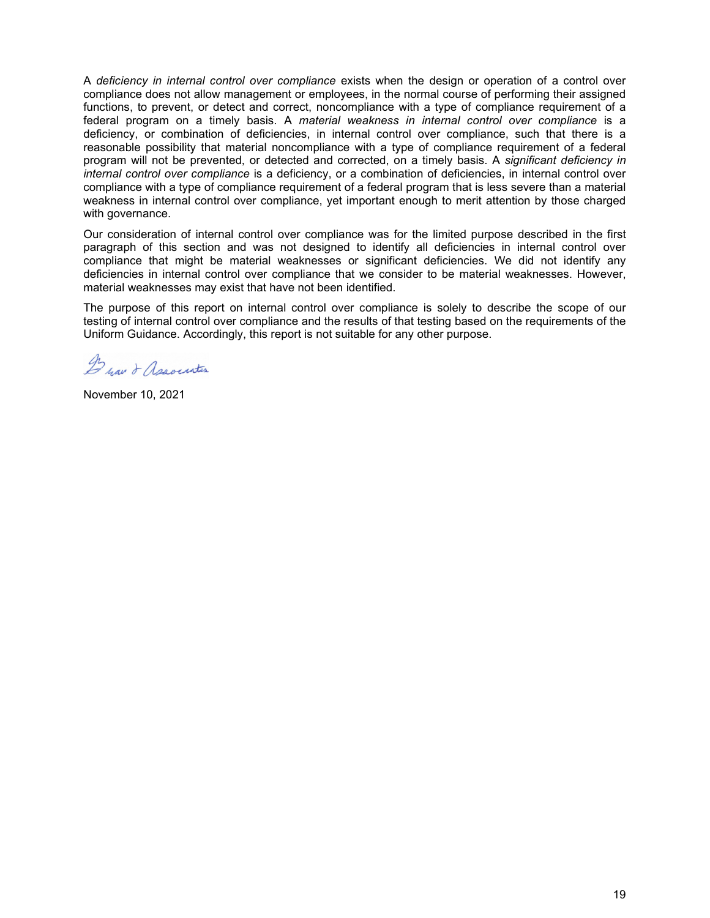A *deficiency in internal control over compliance* exists when the design or operation of a control over compliance does not allow management or employees, in the normal course of performing their assigned functions, to prevent, or detect and correct, noncompliance with a type of compliance requirement of a federal program on a timely basis. A *material weakness in internal control over compliance* is a deficiency, or combination of deficiencies, in internal control over compliance, such that there is a reasonable possibility that material noncompliance with a type of compliance requirement of a federal program will not be prevented, or detected and corrected, on a timely basis. A *significant deficiency in internal control over compliance* is a deficiency, or a combination of deficiencies, in internal control over compliance with a type of compliance requirement of a federal program that is less severe than a material weakness in internal control over compliance, yet important enough to merit attention by those charged with governance.

Our consideration of internal control over compliance was for the limited purpose described in the first paragraph of this section and was not designed to identify all deficiencies in internal control over compliance that might be material weaknesses or significant deficiencies. We did not identify any deficiencies in internal control over compliance that we consider to be material weaknesses. However, material weaknesses may exist that have not been identified.

The purpose of this report on internal control over compliance is solely to describe the scope of our testing of internal control over compliance and the results of that testing based on the requirements of the Uniform Guidance. Accordingly, this report is not suitable for any other purpose.

Brown & Associates

November 10, 2021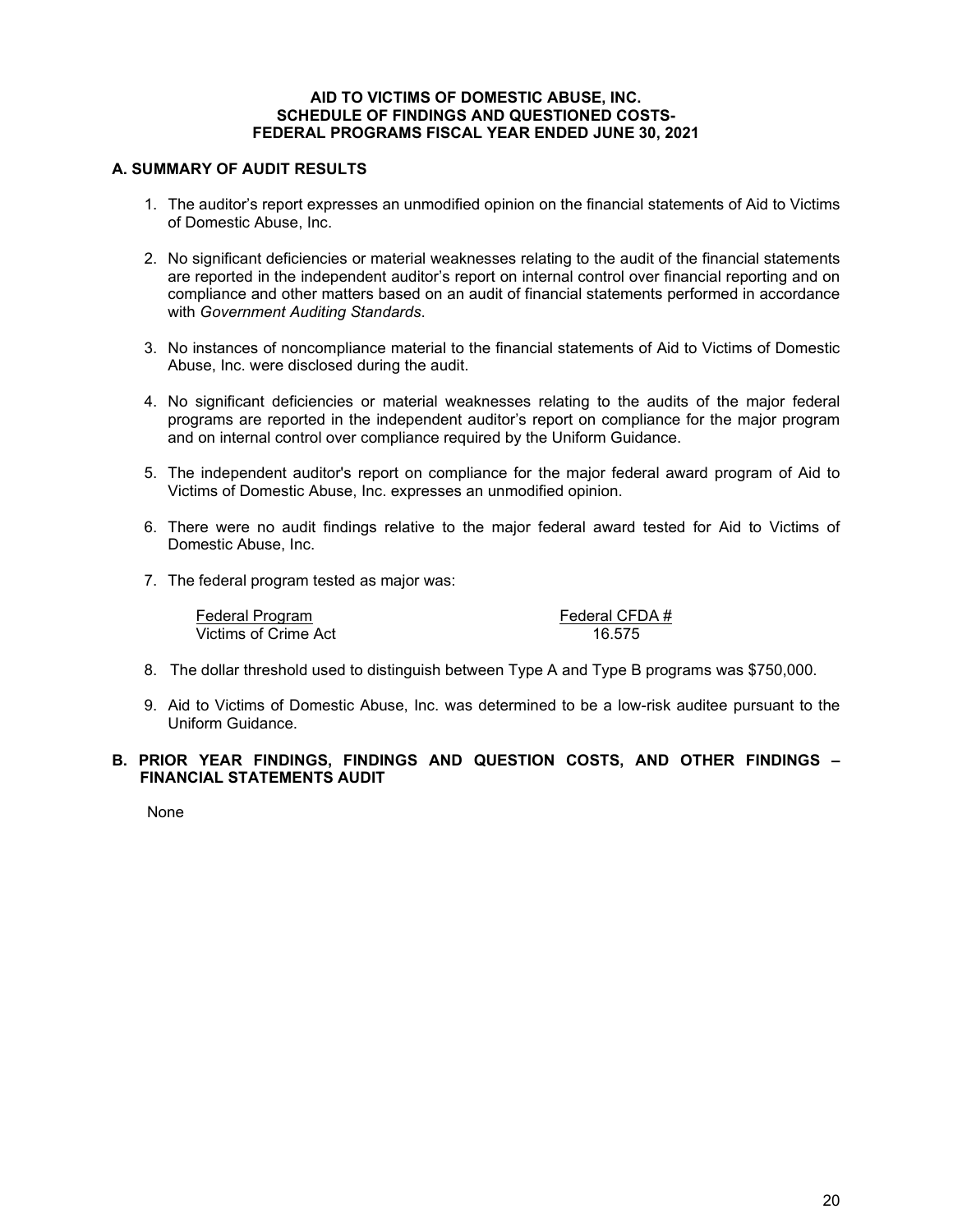# AID TO VICTIMS OF DOMESTIC ABUSE, INC.
# SCHEDULE OF FINDINGS AND QUESTIONED COSTS- FEDERAL PROGRAMS FISCAL YEAR ENDED JUNE 30, 2021

## A. SUMMARY OF AUDIT RESULTS

1. The auditor's report expresses an unmodified opinion on the financial statements of Aid to Victims of Domestic Abuse, Inc.

2. No significant deficiencies or material weaknesses relating to the audit of the financial statements are reported in the independent auditor's report on internal control over financial reporting and on compliance and other matters based on an audit of financial statements performed in accordance with *Government Auditing Standards*.

3. No instances of noncompliance material to the financial statements of Aid to Victims of Domestic Abuse, Inc. were disclosed during the audit.

4. No significant deficiencies or material weaknesses relating to the audits of the major federal programs are reported in the independent auditor's report on compliance for the major program and on internal control over compliance required by the Uniform Guidance.

5. The independent auditor's report on compliance for the major federal award program of Aid to Victims of Domestic Abuse, Inc. expresses an unmodified opinion.

6. There were no audit findings relative to the major federal award tested for Aid to Victims of Domestic Abuse, Inc.

7. The federal program tested as major was:

| Federal Program | Federal CFDA # |
|---|---|
| Victims of Crime Act | 16.575 |

8. The dollar threshold used to distinguish between Type A and Type B programs was $750,000.

9. Aid to Victims of Domestic Abuse, Inc. was determined to be a low-risk auditee pursuant to the Uniform Guidance.

## B. PRIOR YEAR FINDINGS, FINDINGS AND QUESTION COSTS, AND OTHER FINDINGS – FINANCIAL STATEMENTS AUDIT

None